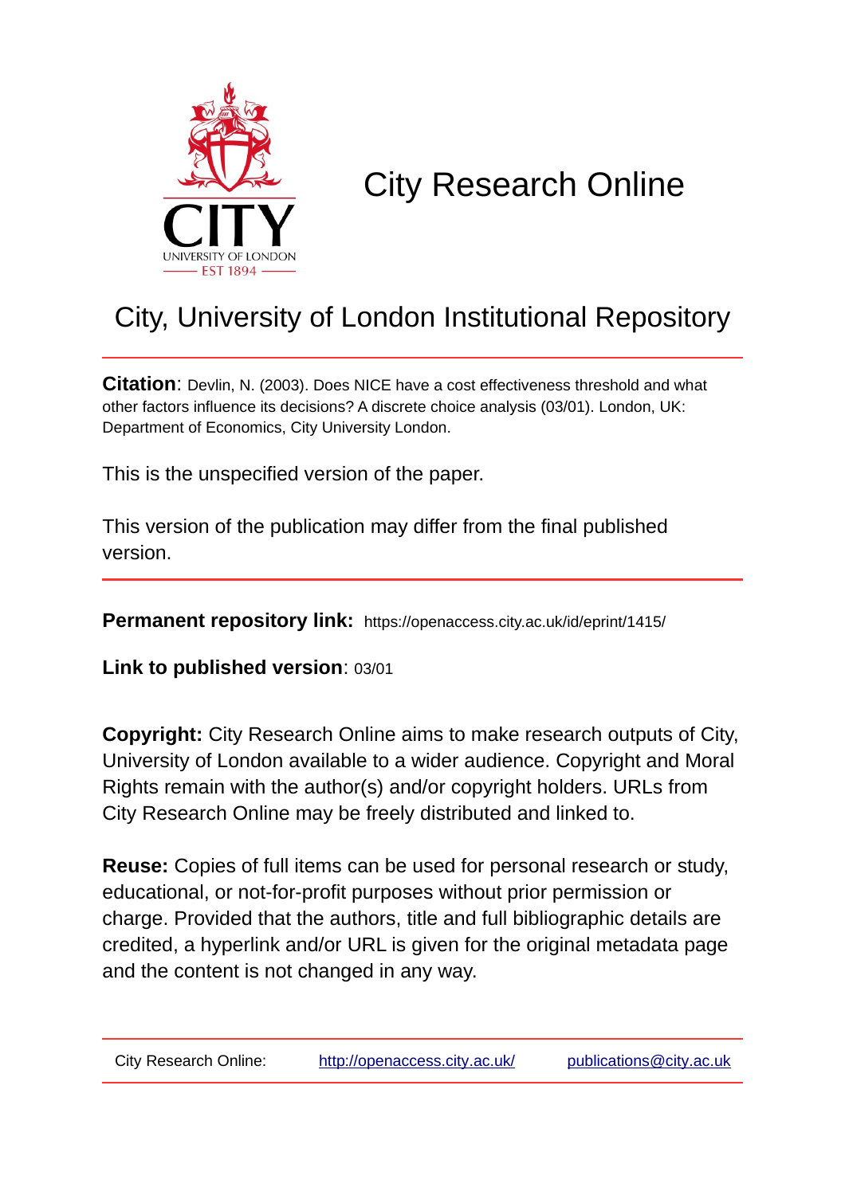# City Research Online

## City, University of London Institutional Repository

**Citation**: Devlin, N. (2003). Does NICE have a cost effectiveness threshold and what other factors influence its decisions? A discrete choice analysis (03/01). London, UK: Department of Economics, City University London.

This is the unspecified version of the paper.

This version of the publication may differ from the final published version.

**Permanent repository link:** https://openaccess.city.ac.uk/id/eprint/1415/

**Link to published version**: 03/01

**Copyright:** City Research Online aims to make research outputs of City, University of London available to a wider audience. Copyright and Moral Rights remain with the author(s) and/or copyright holders. URLs from City Research Online may be freely distributed and linked to.

**Reuse:** Copies of full items can be used for personal research or study, educational, or not-for-profit purposes without prior permission or charge. Provided that the authors, title and full bibliographic details are credited, a hyperlink and/or URL is given for the original metadata page and the content is not changed in any way.

City Research Online: http://openaccess.city.ac.uk/ publications@city.ac.uk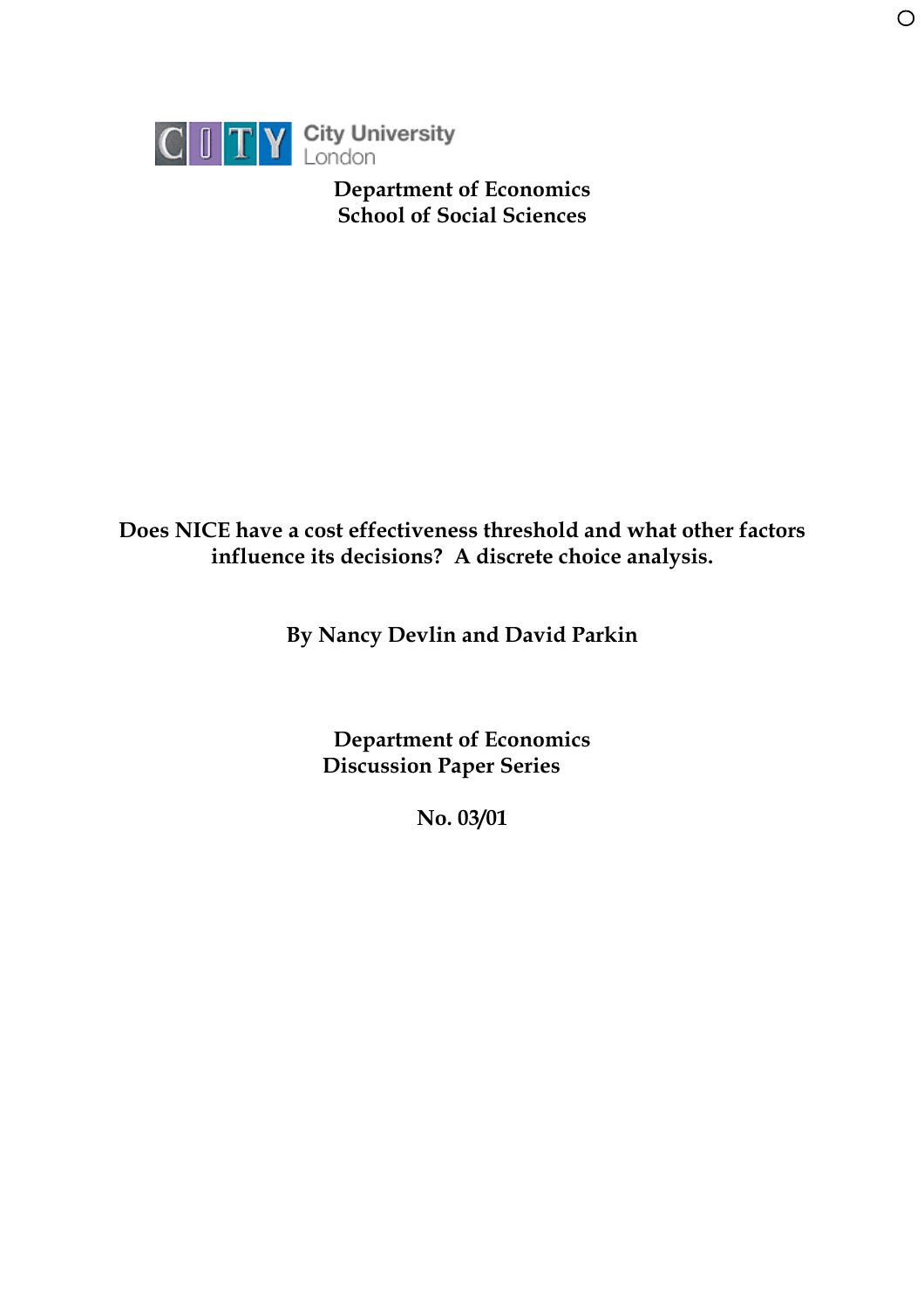City University London

**Department of Economics**
**School of Social Sciences**

# Does NICE have a cost effectiveness threshold and what other factors influence its decisions? A discrete choice analysis.

**By Nancy Devlin and David Parkin**

**Department of Economics**
**Discussion Paper Series**

**No. 03/01**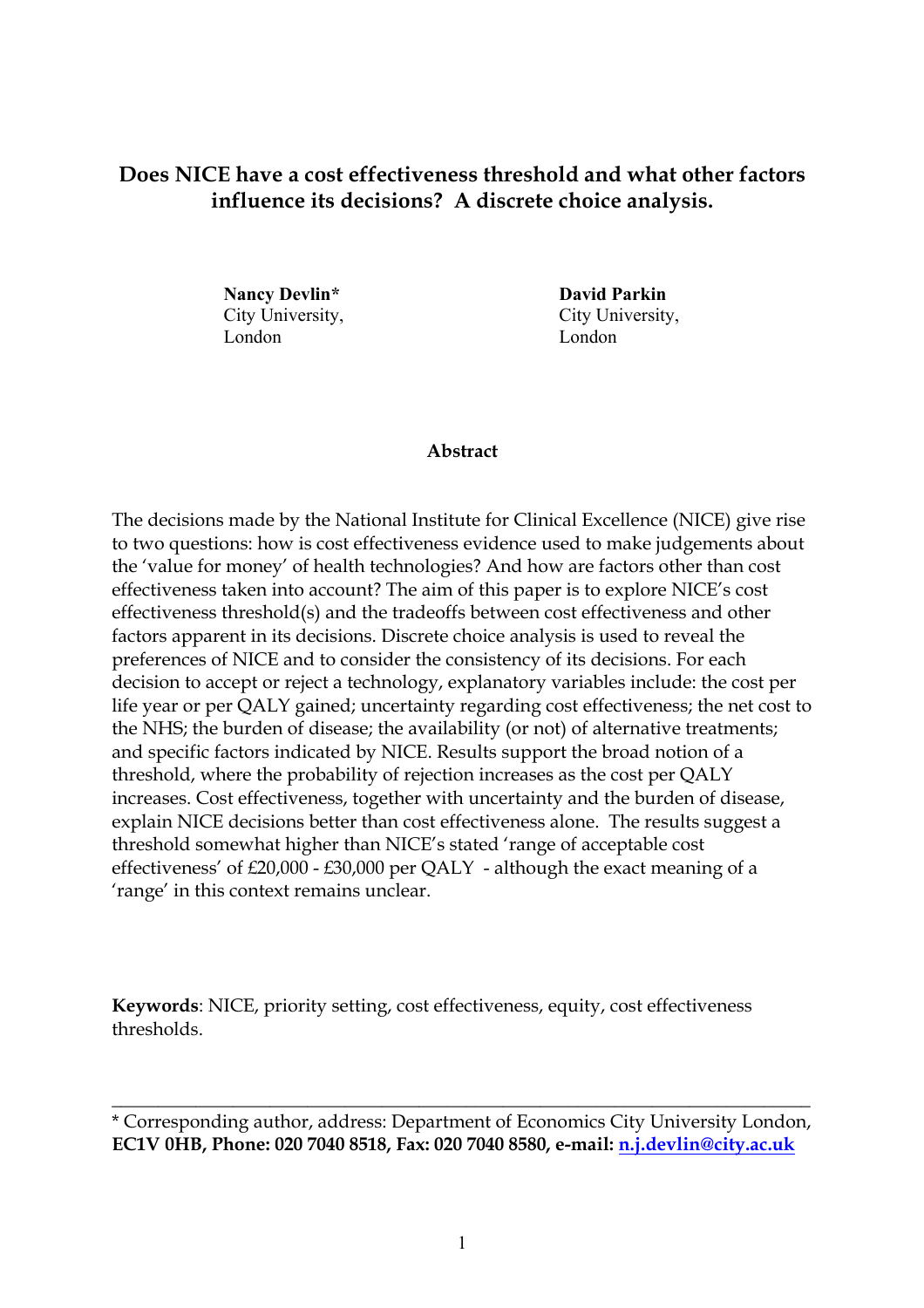# Does NICE have a cost effectiveness threshold and what other factors influence its decisions? A discrete choice analysis.

**Nancy Devlin***
City University,
London

**David Parkin**
City University,
London

## Abstract

The decisions made by the National Institute for Clinical Excellence (NICE) give rise to two questions: how is cost effectiveness evidence used to make judgements about the 'value for money' of health technologies? And how are factors other than cost effectiveness taken into account? The aim of this paper is to explore NICE's cost effectiveness threshold(s) and the tradeoffs between cost effectiveness and other factors apparent in its decisions. Discrete choice analysis is used to reveal the preferences of NICE and to consider the consistency of its decisions. For each decision to accept or reject a technology, explanatory variables include: the cost per life year or per QALY gained; uncertainty regarding cost effectiveness; the net cost to the NHS; the burden of disease; the availability (or not) of alternative treatments; and specific factors indicated by NICE. Results support the broad notion of a threshold, where the probability of rejection increases as the cost per QALY increases. Cost effectiveness, together with uncertainty and the burden of disease, explain NICE decisions better than cost effectiveness alone. The results suggest a threshold somewhat higher than NICE's stated 'range of acceptable cost effectiveness' of £20,000 - £30,000 per QALY - although the exact meaning of a 'range' in this context remains unclear.

**Keywords**: NICE, priority setting, cost effectiveness, equity, cost effectiveness thresholds.

---

\* Corresponding author, address: Department of Economics City University London, **EC1V 0HB, Phone: 020 7040 8518, Fax: 020 7040 8580, e-mail: n.j.devlin@city.ac.uk**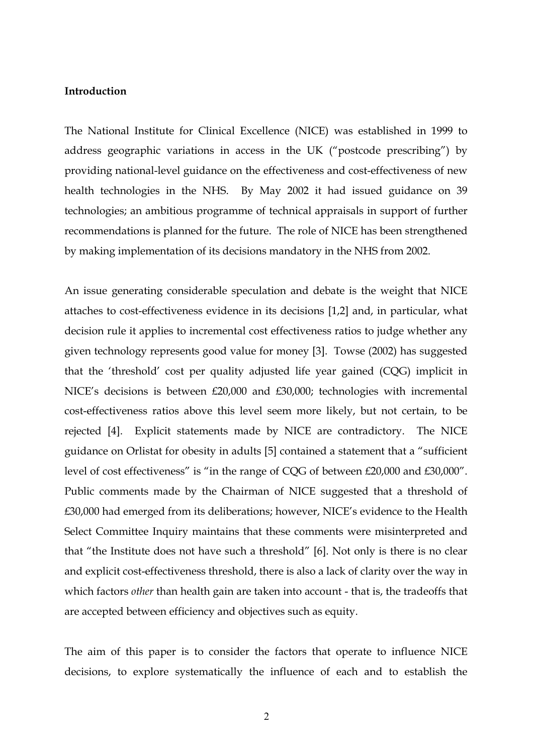**Introduction**

The National Institute for Clinical Excellence (NICE) was established in 1999 to address geographic variations in access in the UK ("postcode prescribing") by providing national-level guidance on the effectiveness and cost-effectiveness of new health technologies in the NHS. By May 2002 it had issued guidance on 39 technologies; an ambitious programme of technical appraisals in support of further recommendations is planned for the future. The role of NICE has been strengthened by making implementation of its decisions mandatory in the NHS from 2002.

An issue generating considerable speculation and debate is the weight that NICE attaches to cost-effectiveness evidence in its decisions [1,2] and, in particular, what decision rule it applies to incremental cost effectiveness ratios to judge whether any given technology represents good value for money [3]. Towse (2002) has suggested that the 'threshold' cost per quality adjusted life year gained (CQG) implicit in NICE's decisions is between £20,000 and £30,000; technologies with incremental cost-effectiveness ratios above this level seem more likely, but not certain, to be rejected [4]. Explicit statements made by NICE are contradictory. The NICE guidance on Orlistat for obesity in adults [5] contained a statement that a "sufficient level of cost effectiveness" is "in the range of CQG of between £20,000 and £30,000". Public comments made by the Chairman of NICE suggested that a threshold of £30,000 had emerged from its deliberations; however, NICE's evidence to the Health Select Committee Inquiry maintains that these comments were misinterpreted and that "the Institute does not have such a threshold" [6]. Not only is there is no clear and explicit cost-effectiveness threshold, there is also a lack of clarity over the way in which factors *other* than health gain are taken into account - that is, the tradeoffs that are accepted between efficiency and objectives such as equity.

The aim of this paper is to consider the factors that operate to influence NICE decisions, to explore systematically the influence of each and to establish the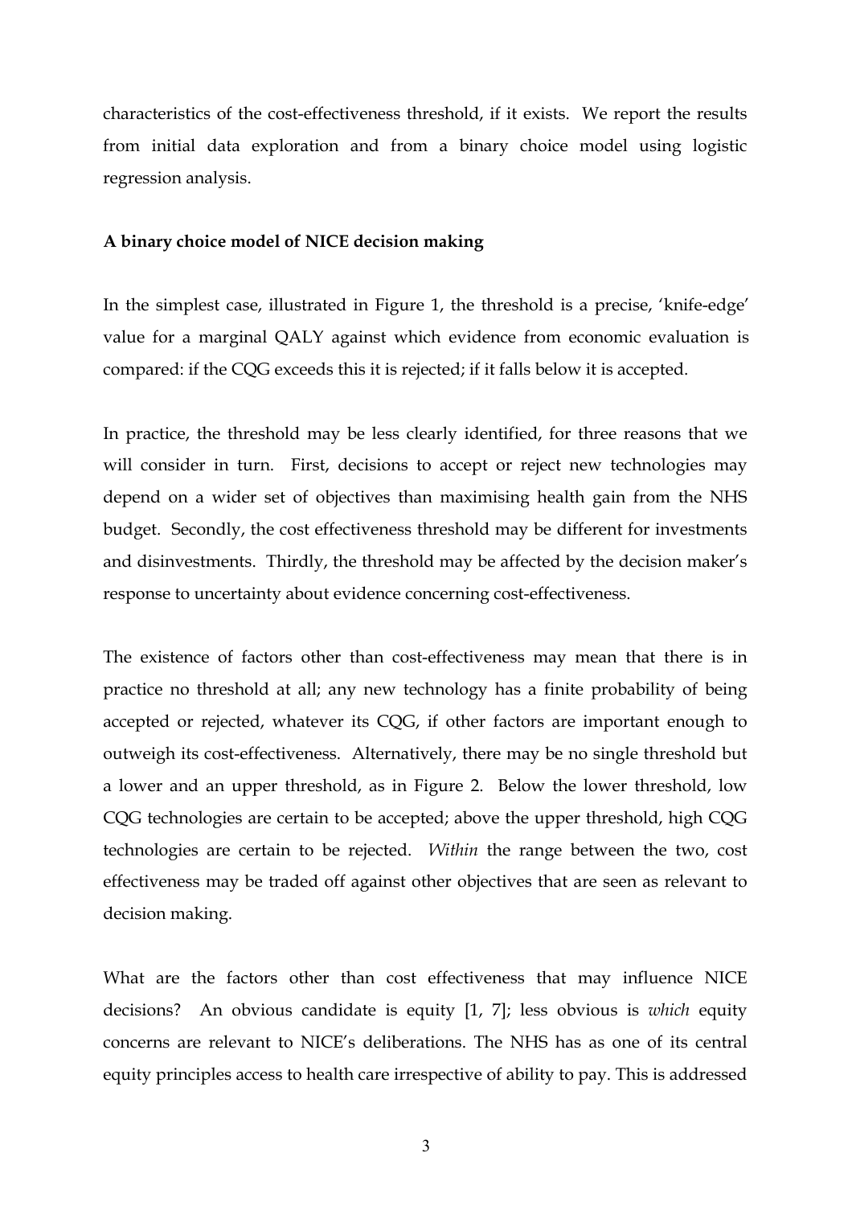characteristics of the cost-effectiveness threshold, if it exists. We report the results from initial data exploration and from a binary choice model using logistic regression analysis.

**A binary choice model of NICE decision making**

In the simplest case, illustrated in Figure 1, the threshold is a precise, 'knife-edge' value for a marginal QALY against which evidence from economic evaluation is compared: if the CQG exceeds this it is rejected; if it falls below it is accepted.

In practice, the threshold may be less clearly identified, for three reasons that we will consider in turn. First, decisions to accept or reject new technologies may depend on a wider set of objectives than maximising health gain from the NHS budget. Secondly, the cost effectiveness threshold may be different for investments and disinvestments. Thirdly, the threshold may be affected by the decision maker's response to uncertainty about evidence concerning cost-effectiveness.

The existence of factors other than cost-effectiveness may mean that there is in practice no threshold at all; any new technology has a finite probability of being accepted or rejected, whatever its CQG, if other factors are important enough to outweigh its cost-effectiveness. Alternatively, there may be no single threshold but a lower and an upper threshold, as in Figure 2. Below the lower threshold, low CQG technologies are certain to be accepted; above the upper threshold, high CQG technologies are certain to be rejected. *Within* the range between the two, cost effectiveness may be traded off against other objectives that are seen as relevant to decision making.

What are the factors other than cost effectiveness that may influence NICE decisions? An obvious candidate is equity [1, 7]; less obvious is *which* equity concerns are relevant to NICE's deliberations. The NHS has as one of its central equity principles access to health care irrespective of ability to pay. This is addressed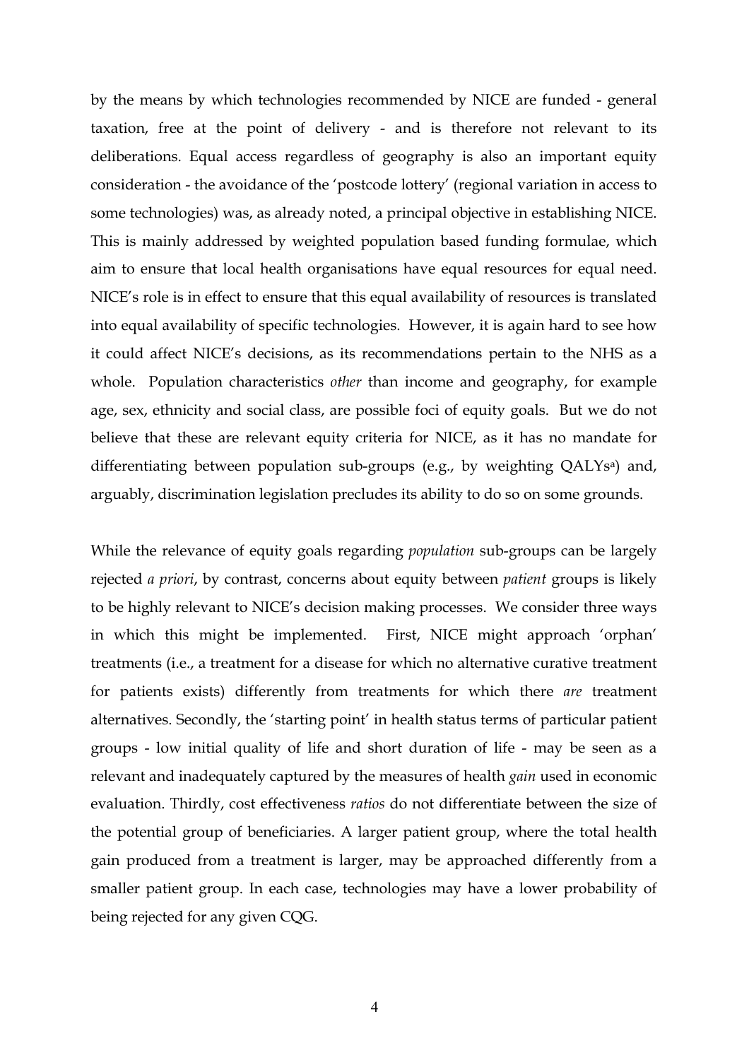by the means by which technologies recommended by NICE are funded - general taxation, free at the point of delivery - and is therefore not relevant to its deliberations. Equal access regardless of geography is also an important equity consideration - the avoidance of the 'postcode lottery' (regional variation in access to some technologies) was, as already noted, a principal objective in establishing NICE. This is mainly addressed by weighted population based funding formulae, which aim to ensure that local health organisations have equal resources for equal need. NICE's role is in effect to ensure that this equal availability of resources is translated into equal availability of specific technologies. However, it is again hard to see how it could affect NICE's decisions, as its recommendations pertain to the NHS as a whole. Population characteristics *other* than income and geography, for example age, sex, ethnicity and social class, are possible foci of equity goals. But we do not believe that these are relevant equity criteria for NICE, as it has no mandate for differentiating between population sub-groups (e.g., by weighting QALYs[a]) and, arguably, discrimination legislation precludes its ability to do so on some grounds.

While the relevance of equity goals regarding *population* sub-groups can be largely rejected *a priori*, by contrast, concerns about equity between *patient* groups is likely to be highly relevant to NICE's decision making processes. We consider three ways in which this might be implemented. First, NICE might approach 'orphan' treatments (i.e., a treatment for a disease for which no alternative curative treatment for patients exists) differently from treatments for which there *are* treatment alternatives. Secondly, the 'starting point' in health status terms of particular patient groups - low initial quality of life and short duration of life - may be seen as a relevant and inadequately captured by the measures of health *gain* used in economic evaluation. Thirdly, cost effectiveness *ratios* do not differentiate between the size of the potential group of beneficiaries. A larger patient group, where the total health gain produced from a treatment is larger, may be approached differently from a smaller patient group. In each case, technologies may have a lower probability of being rejected for any given CQG.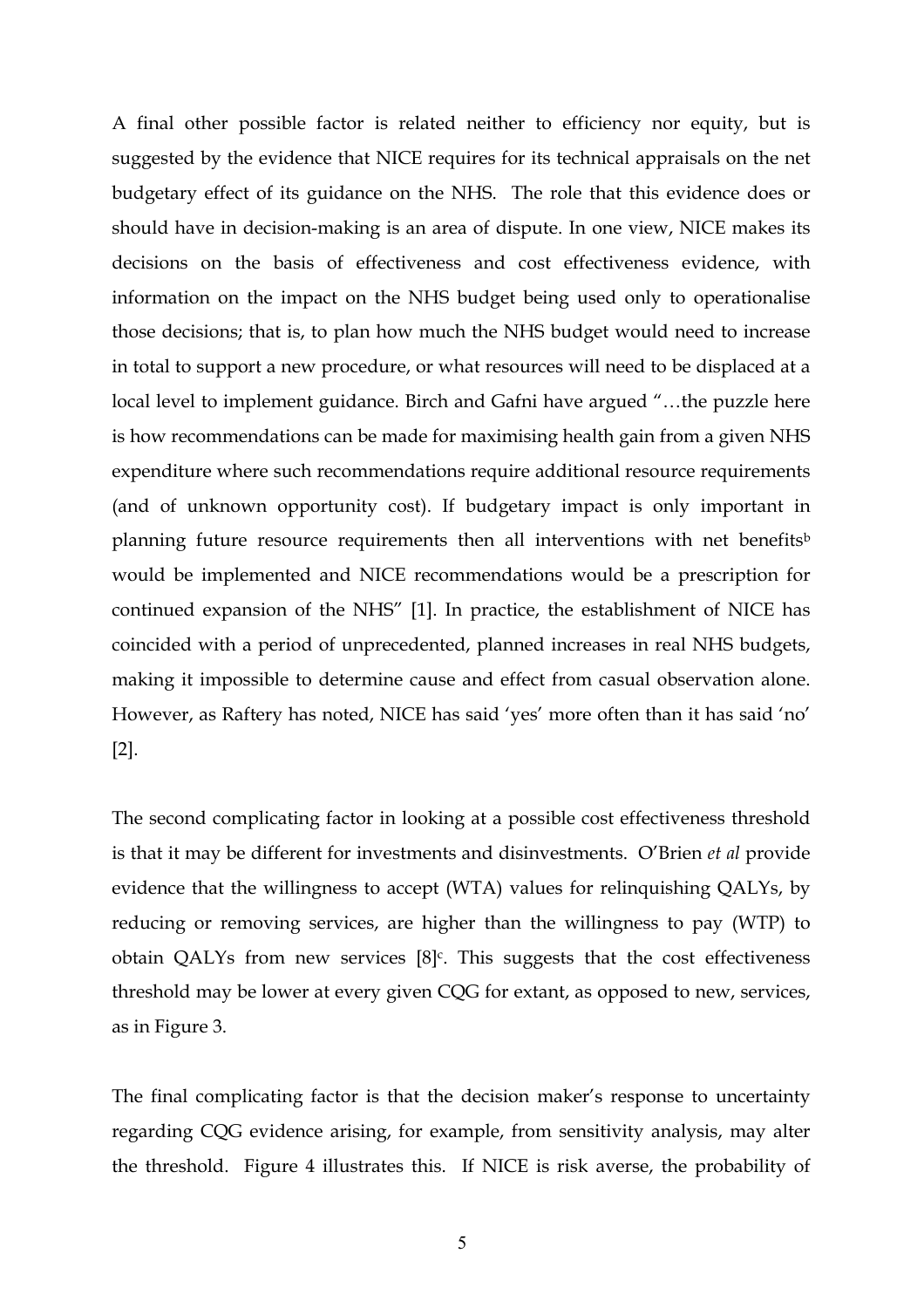A final other possible factor is related neither to efficiency nor equity, but is suggested by the evidence that NICE requires for its technical appraisals on the net budgetary effect of its guidance on the NHS. The role that this evidence does or should have in decision-making is an area of dispute. In one view, NICE makes its decisions on the basis of effectiveness and cost effectiveness evidence, with information on the impact on the NHS budget being used only to operationalise those decisions; that is, to plan how much the NHS budget would need to increase in total to support a new procedure, or what resources will need to be displaced at a local level to implement guidance. Birch and Gafni have argued "…the puzzle here is how recommendations can be made for maximising health gain from a given NHS expenditure where such recommendations require additional resource requirements (and of unknown opportunity cost). If budgetary impact is only important in planning future resource requirements then all interventions with net benefits[b] would be implemented and NICE recommendations would be a prescription for continued expansion of the NHS" [1]. In practice, the establishment of NICE has coincided with a period of unprecedented, planned increases in real NHS budgets, making it impossible to determine cause and effect from casual observation alone. However, as Raftery has noted, NICE has said 'yes' more often than it has said 'no' [2].

The second complicating factor in looking at a possible cost effectiveness threshold is that it may be different for investments and disinvestments. O'Brien *et al* provide evidence that the willingness to accept (WTA) values for relinquishing QALYs, by reducing or removing services, are higher than the willingness to pay (WTP) to obtain QALYs from new services [8][c]. This suggests that the cost effectiveness threshold may be lower at every given CQG for extant, as opposed to new, services, as in Figure 3.

The final complicating factor is that the decision maker's response to uncertainty regarding CQG evidence arising, for example, from sensitivity analysis, may alter the threshold. Figure 4 illustrates this. If NICE is risk averse, the probability of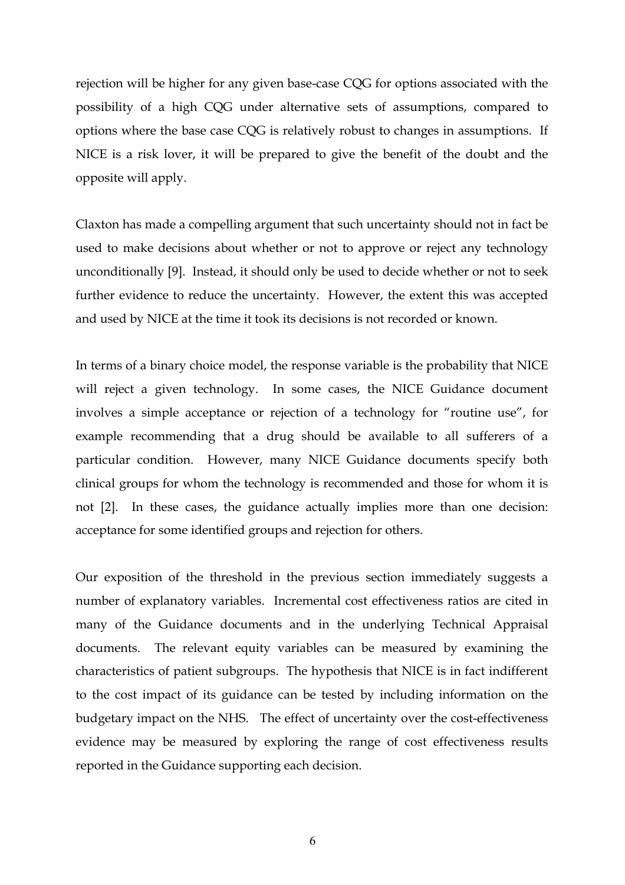rejection will be higher for any given base-case CQG for options associated with the possibility of a high CQG under alternative sets of assumptions, compared to options where the base case CQG is relatively robust to changes in assumptions. If NICE is a risk lover, it will be prepared to give the benefit of the doubt and the opposite will apply.

Claxton has made a compelling argument that such uncertainty should not in fact be used to make decisions about whether or not to approve or reject any technology unconditionally [9]. Instead, it should only be used to decide whether or not to seek further evidence to reduce the uncertainty. However, the extent this was accepted and used by NICE at the time it took its decisions is not recorded or known.

In terms of a binary choice model, the response variable is the probability that NICE will reject a given technology. In some cases, the NICE Guidance document involves a simple acceptance or rejection of a technology for "routine use", for example recommending that a drug should be available to all sufferers of a particular condition. However, many NICE Guidance documents specify both clinical groups for whom the technology is recommended and those for whom it is not [2]. In these cases, the guidance actually implies more than one decision: acceptance for some identified groups and rejection for others.

Our exposition of the threshold in the previous section immediately suggests a number of explanatory variables. Incremental cost effectiveness ratios are cited in many of the Guidance documents and in the underlying Technical Appraisal documents. The relevant equity variables can be measured by examining the characteristics of patient subgroups. The hypothesis that NICE is in fact indifferent to the cost impact of its guidance can be tested by including information on the budgetary impact on the NHS. The effect of uncertainty over the cost-effectiveness evidence may be measured by exploring the range of cost effectiveness results reported in the Guidance supporting each decision.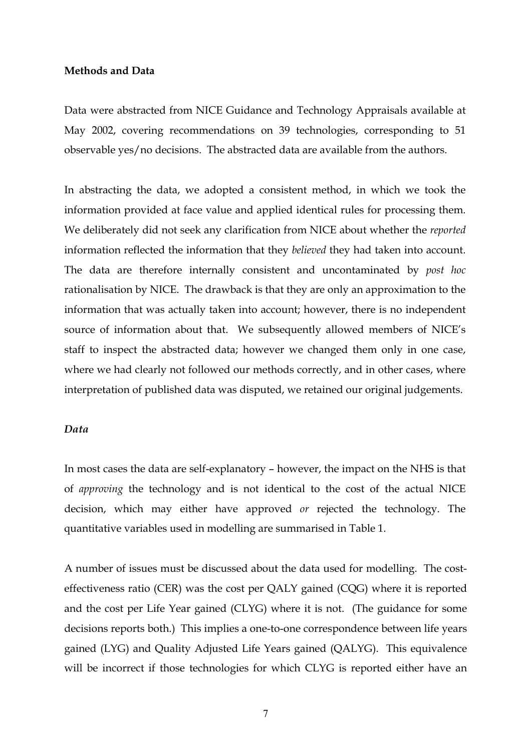**Methods and Data**

Data were abstracted from NICE Guidance and Technology Appraisals available at May 2002, covering recommendations on 39 technologies, corresponding to 51 observable yes/no decisions. The abstracted data are available from the authors.

In abstracting the data, we adopted a consistent method, in which we took the information provided at face value and applied identical rules for processing them. We deliberately did not seek any clarification from NICE about whether the *reported* information reflected the information that they *believed* they had taken into account. The data are therefore internally consistent and uncontaminated by *post hoc* rationalisation by NICE. The drawback is that they are only an approximation to the information that was actually taken into account; however, there is no independent source of information about that. We subsequently allowed members of NICE's staff to inspect the abstracted data; however we changed them only in one case, where we had clearly not followed our methods correctly, and in other cases, where interpretation of published data was disputed, we retained our original judgements.

***Data***

In most cases the data are self-explanatory – however, the impact on the NHS is that of *approving* the technology and is not identical to the cost of the actual NICE decision, which may either have approved *or* rejected the technology. The quantitative variables used in modelling are summarised in Table 1.

A number of issues must be discussed about the data used for modelling. The cost-effectiveness ratio (CER) was the cost per QALY gained (CQG) where it is reported and the cost per Life Year gained (CLYG) where it is not. (The guidance for some decisions reports both.) This implies a one-to-one correspondence between life years gained (LYG) and Quality Adjusted Life Years gained (QALYG). This equivalence will be incorrect if those technologies for which CLYG is reported either have an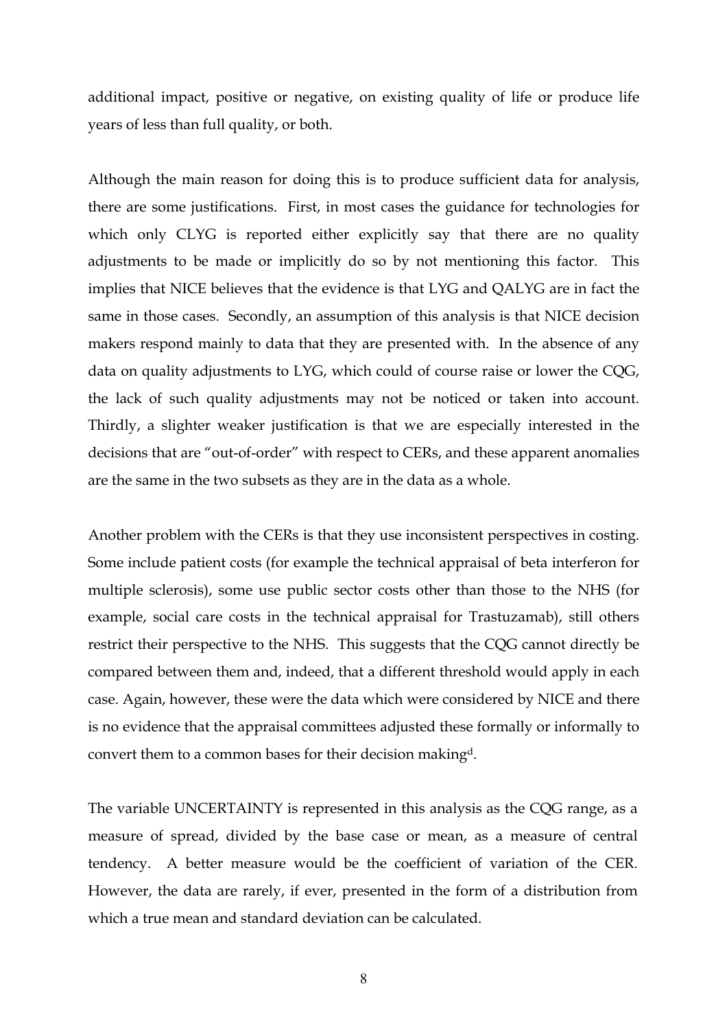additional impact, positive or negative, on existing quality of life or produce life years of less than full quality, or both.

Although the main reason for doing this is to produce sufficient data for analysis, there are some justifications. First, in most cases the guidance for technologies for which only CLYG is reported either explicitly say that there are no quality adjustments to be made or implicitly do so by not mentioning this factor. This implies that NICE believes that the evidence is that LYG and QALYG are in fact the same in those cases. Secondly, an assumption of this analysis is that NICE decision makers respond mainly to data that they are presented with. In the absence of any data on quality adjustments to LYG, which could of course raise or lower the CQG, the lack of such quality adjustments may not be noticed or taken into account. Thirdly, a slighter weaker justification is that we are especially interested in the decisions that are "out-of-order" with respect to CERs, and these apparent anomalies are the same in the two subsets as they are in the data as a whole.

Another problem with the CERs is that they use inconsistent perspectives in costing. Some include patient costs (for example the technical appraisal of beta interferon for multiple sclerosis), some use public sector costs other than those to the NHS (for example, social care costs in the technical appraisal for Trastuzamab), still others restrict their perspective to the NHS. This suggests that the CQG cannot directly be compared between them and, indeed, that a different threshold would apply in each case. Again, however, these were the data which were considered by NICE and there is no evidence that the appraisal committees adjusted these formally or informally to convert them to a common bases for their decision making[d].

The variable UNCERTAINTY is represented in this analysis as the CQG range, as a measure of spread, divided by the base case or mean, as a measure of central tendency. A better measure would be the coefficient of variation of the CER. However, the data are rarely, if ever, presented in the form of a distribution from which a true mean and standard deviation can be calculated.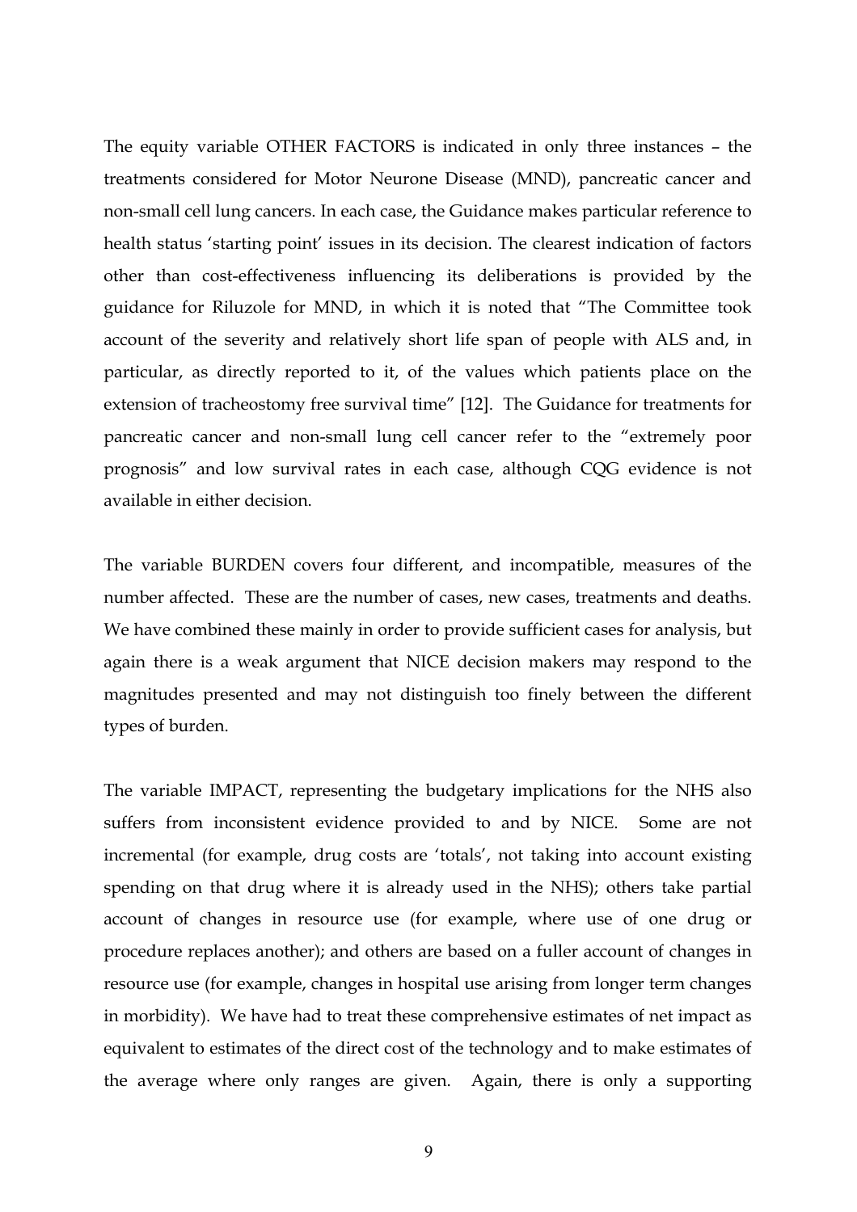The equity variable OTHER FACTORS is indicated in only three instances – the treatments considered for Motor Neurone Disease (MND), pancreatic cancer and non-small cell lung cancers. In each case, the Guidance makes particular reference to health status 'starting point' issues in its decision. The clearest indication of factors other than cost-effectiveness influencing its deliberations is provided by the guidance for Riluzole for MND, in which it is noted that "The Committee took account of the severity and relatively short life span of people with ALS and, in particular, as directly reported to it, of the values which patients place on the extension of tracheostomy free survival time" [12]. The Guidance for treatments for pancreatic cancer and non-small lung cell cancer refer to the "extremely poor prognosis" and low survival rates in each case, although CQG evidence is not available in either decision.

The variable BURDEN covers four different, and incompatible, measures of the number affected. These are the number of cases, new cases, treatments and deaths. We have combined these mainly in order to provide sufficient cases for analysis, but again there is a weak argument that NICE decision makers may respond to the magnitudes presented and may not distinguish too finely between the different types of burden.

The variable IMPACT, representing the budgetary implications for the NHS also suffers from inconsistent evidence provided to and by NICE. Some are not incremental (for example, drug costs are 'totals', not taking into account existing spending on that drug where it is already used in the NHS); others take partial account of changes in resource use (for example, where use of one drug or procedure replaces another); and others are based on a fuller account of changes in resource use (for example, changes in hospital use arising from longer term changes in morbidity). We have had to treat these comprehensive estimates of net impact as equivalent to estimates of the direct cost of the technology and to make estimates of the average where only ranges are given. Again, there is only a supporting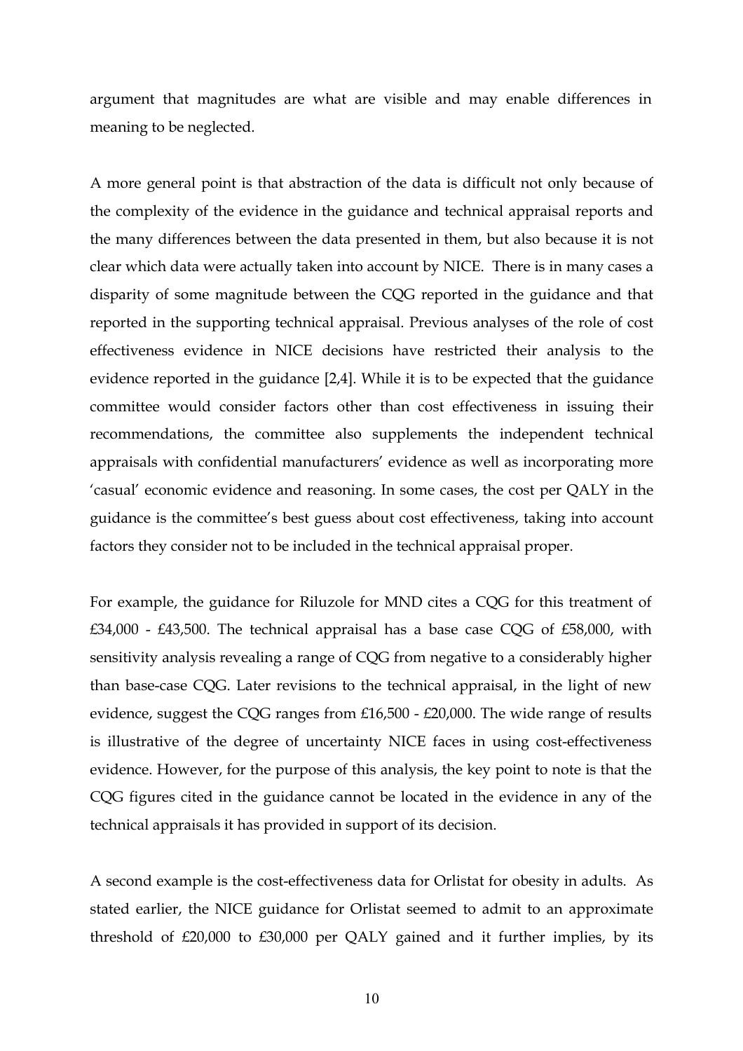argument that magnitudes are what are visible and may enable differences in meaning to be neglected.

A more general point is that abstraction of the data is difficult not only because of the complexity of the evidence in the guidance and technical appraisal reports and the many differences between the data presented in them, but also because it is not clear which data were actually taken into account by NICE. There is in many cases a disparity of some magnitude between the CQG reported in the guidance and that reported in the supporting technical appraisal. Previous analyses of the role of cost effectiveness evidence in NICE decisions have restricted their analysis to the evidence reported in the guidance [2,4]. While it is to be expected that the guidance committee would consider factors other than cost effectiveness in issuing their recommendations, the committee also supplements the independent technical appraisals with confidential manufacturers' evidence as well as incorporating more 'casual' economic evidence and reasoning. In some cases, the cost per QALY in the guidance is the committee's best guess about cost effectiveness, taking into account factors they consider not to be included in the technical appraisal proper.

For example, the guidance for Riluzole for MND cites a CQG for this treatment of £34,000 - £43,500. The technical appraisal has a base case CQG of £58,000, with sensitivity analysis revealing a range of CQG from negative to a considerably higher than base-case CQG. Later revisions to the technical appraisal, in the light of new evidence, suggest the CQG ranges from £16,500 - £20,000. The wide range of results is illustrative of the degree of uncertainty NICE faces in using cost-effectiveness evidence. However, for the purpose of this analysis, the key point to note is that the CQG figures cited in the guidance cannot be located in the evidence in any of the technical appraisals it has provided in support of its decision.

A second example is the cost-effectiveness data for Orlistat for obesity in adults. As stated earlier, the NICE guidance for Orlistat seemed to admit to an approximate threshold of £20,000 to £30,000 per QALY gained and it further implies, by its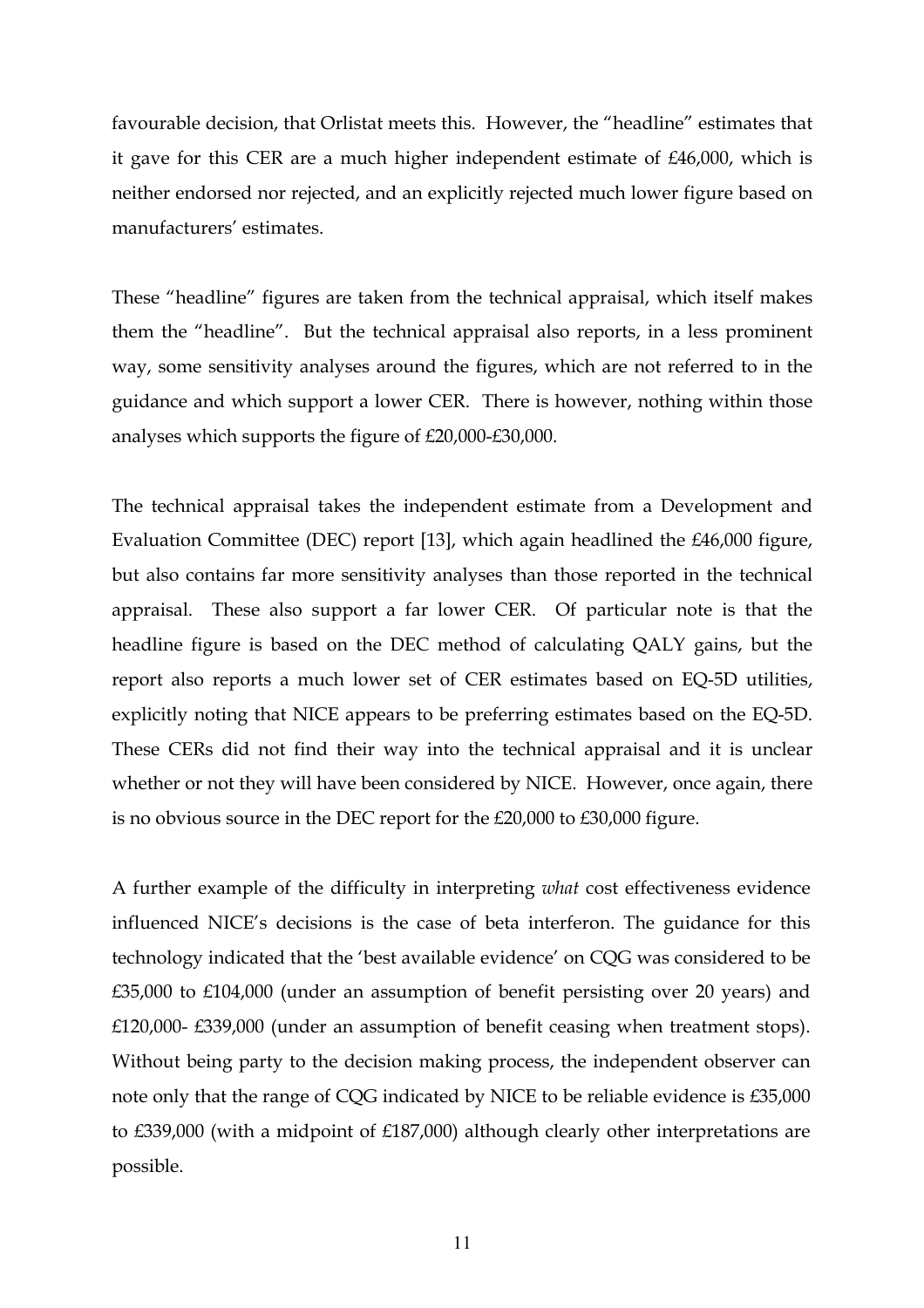favourable decision, that Orlistat meets this. However, the "headline" estimates that it gave for this CER are a much higher independent estimate of £46,000, which is neither endorsed nor rejected, and an explicitly rejected much lower figure based on manufacturers' estimates.

These "headline" figures are taken from the technical appraisal, which itself makes them the "headline". But the technical appraisal also reports, in a less prominent way, some sensitivity analyses around the figures, which are not referred to in the guidance and which support a lower CER. There is however, nothing within those analyses which supports the figure of £20,000-£30,000.

The technical appraisal takes the independent estimate from a Development and Evaluation Committee (DEC) report [13], which again headlined the £46,000 figure, but also contains far more sensitivity analyses than those reported in the technical appraisal. These also support a far lower CER. Of particular note is that the headline figure is based on the DEC method of calculating QALY gains, but the report also reports a much lower set of CER estimates based on EQ-5D utilities, explicitly noting that NICE appears to be preferring estimates based on the EQ-5D. These CERs did not find their way into the technical appraisal and it is unclear whether or not they will have been considered by NICE. However, once again, there is no obvious source in the DEC report for the £20,000 to £30,000 figure.

A further example of the difficulty in interpreting *what* cost effectiveness evidence influenced NICE's decisions is the case of beta interferon. The guidance for this technology indicated that the 'best available evidence' on CQG was considered to be £35,000 to £104,000 (under an assumption of benefit persisting over 20 years) and £120,000- £339,000 (under an assumption of benefit ceasing when treatment stops). Without being party to the decision making process, the independent observer can note only that the range of CQG indicated by NICE to be reliable evidence is £35,000 to £339,000 (with a midpoint of £187,000) although clearly other interpretations are possible.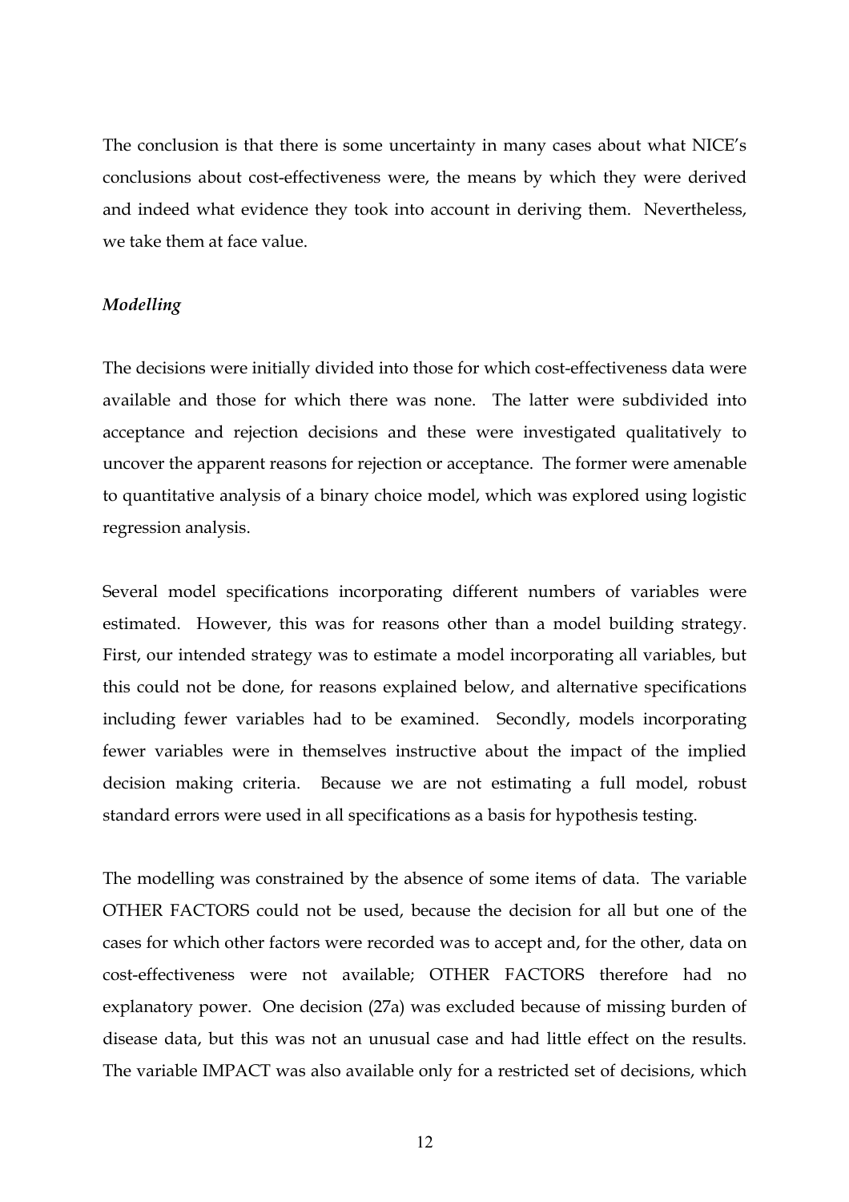The conclusion is that there is some uncertainty in many cases about what NICE's conclusions about cost-effectiveness were, the means by which they were derived and indeed what evidence they took into account in deriving them. Nevertheless, we take them at face value.

### *Modelling*

The decisions were initially divided into those for which cost-effectiveness data were available and those for which there was none. The latter were subdivided into acceptance and rejection decisions and these were investigated qualitatively to uncover the apparent reasons for rejection or acceptance. The former were amenable to quantitative analysis of a binary choice model, which was explored using logistic regression analysis.

Several model specifications incorporating different numbers of variables were estimated. However, this was for reasons other than a model building strategy. First, our intended strategy was to estimate a model incorporating all variables, but this could not be done, for reasons explained below, and alternative specifications including fewer variables had to be examined. Secondly, models incorporating fewer variables were in themselves instructive about the impact of the implied decision making criteria. Because we are not estimating a full model, robust standard errors were used in all specifications as a basis for hypothesis testing.

The modelling was constrained by the absence of some items of data. The variable OTHER FACTORS could not be used, because the decision for all but one of the cases for which other factors were recorded was to accept and, for the other, data on cost-effectiveness were not available; OTHER FACTORS therefore had no explanatory power. One decision (27a) was excluded because of missing burden of disease data, but this was not an unusual case and had little effect on the results. The variable IMPACT was also available only for a restricted set of decisions, which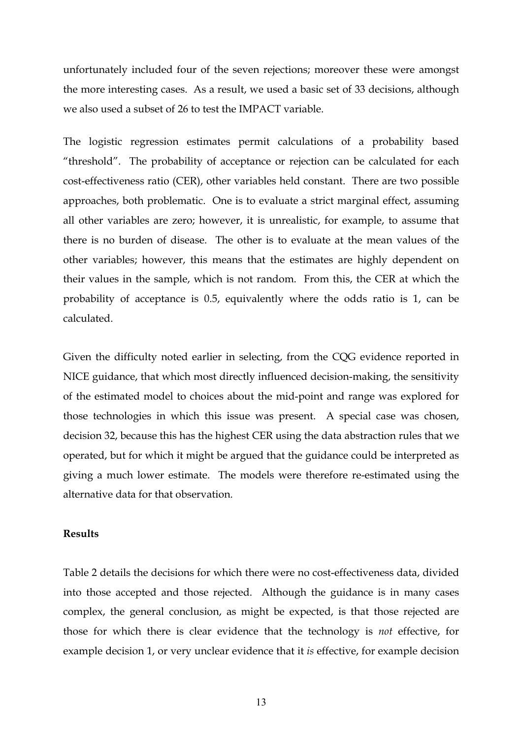unfortunately included four of the seven rejections; moreover these were amongst the more interesting cases. As a result, we used a basic set of 33 decisions, although we also used a subset of 26 to test the IMPACT variable.

The logistic regression estimates permit calculations of a probability based "threshold". The probability of acceptance or rejection can be calculated for each cost-effectiveness ratio (CER), other variables held constant. There are two possible approaches, both problematic. One is to evaluate a strict marginal effect, assuming all other variables are zero; however, it is unrealistic, for example, to assume that there is no burden of disease. The other is to evaluate at the mean values of the other variables; however, this means that the estimates are highly dependent on their values in the sample, which is not random. From this, the CER at which the probability of acceptance is 0.5, equivalently where the odds ratio is 1, can be calculated.

Given the difficulty noted earlier in selecting, from the CQG evidence reported in NICE guidance, that which most directly influenced decision-making, the sensitivity of the estimated model to choices about the mid-point and range was explored for those technologies in which this issue was present. A special case was chosen, decision 32, because this has the highest CER using the data abstraction rules that we operated, but for which it might be argued that the guidance could be interpreted as giving a much lower estimate. The models were therefore re-estimated using the alternative data for that observation.

**Results**

Table 2 details the decisions for which there were no cost-effectiveness data, divided into those accepted and those rejected. Although the guidance is in many cases complex, the general conclusion, as might be expected, is that those rejected are those for which there is clear evidence that the technology is *not* effective, for example decision 1, or very unclear evidence that it *is* effective, for example decision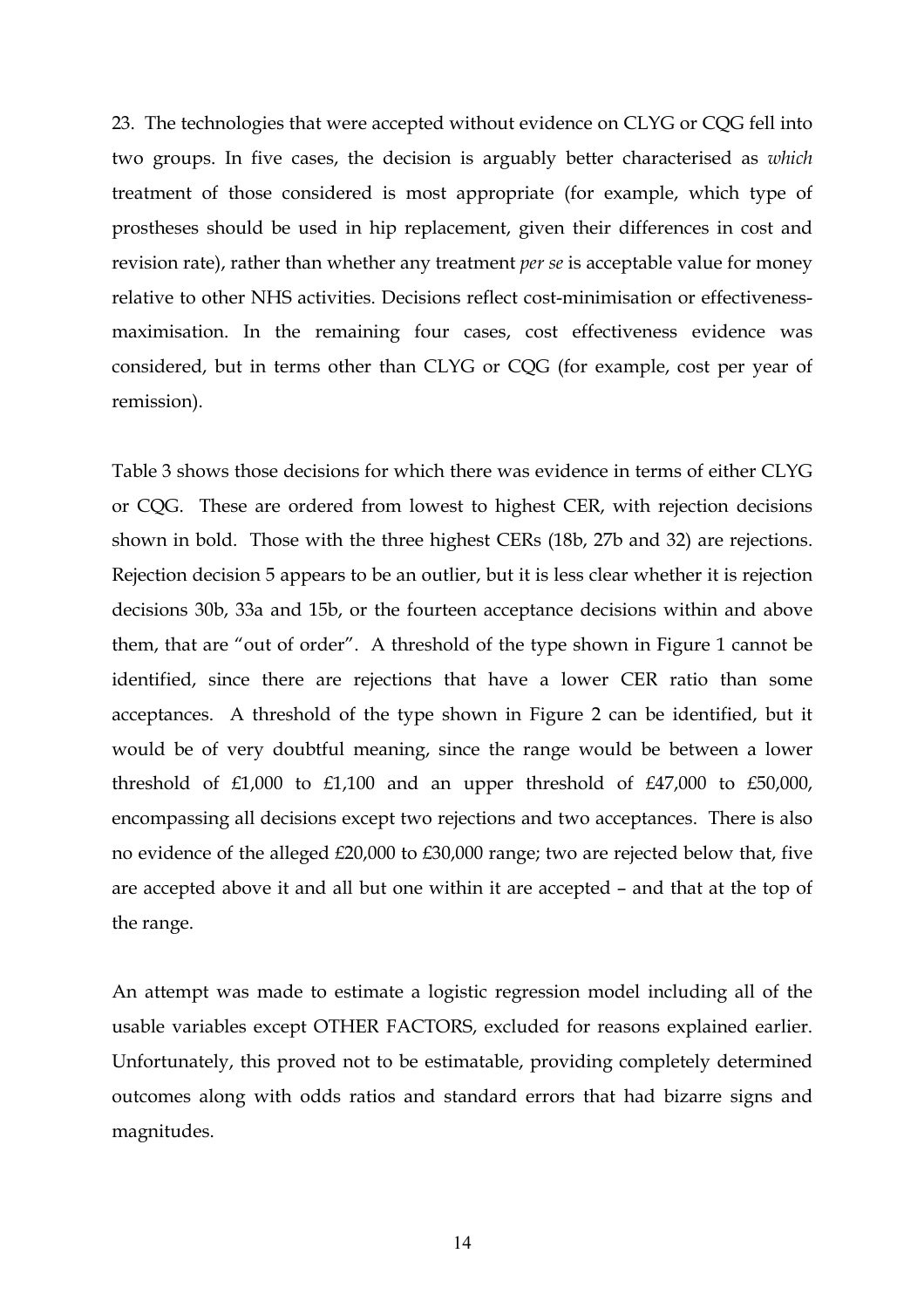23. The technologies that were accepted without evidence on CLYG or CQG fell into two groups. In five cases, the decision is arguably better characterised as *which* treatment of those considered is most appropriate (for example, which type of prostheses should be used in hip replacement, given their differences in cost and revision rate), rather than whether any treatment *per se* is acceptable value for money relative to other NHS activities. Decisions reflect cost-minimisation or effectiveness-maximisation. In the remaining four cases, cost effectiveness evidence was considered, but in terms other than CLYG or CQG (for example, cost per year of remission).

Table 3 shows those decisions for which there was evidence in terms of either CLYG or CQG. These are ordered from lowest to highest CER, with rejection decisions shown in bold. Those with the three highest CERs (18b, 27b and 32) are rejections. Rejection decision 5 appears to be an outlier, but it is less clear whether it is rejection decisions 30b, 33a and 15b, or the fourteen acceptance decisions within and above them, that are "out of order". A threshold of the type shown in Figure 1 cannot be identified, since there are rejections that have a lower CER ratio than some acceptances. A threshold of the type shown in Figure 2 can be identified, but it would be of very doubtful meaning, since the range would be between a lower threshold of £1,000 to £1,100 and an upper threshold of £47,000 to £50,000, encompassing all decisions except two rejections and two acceptances. There is also no evidence of the alleged £20,000 to £30,000 range; two are rejected below that, five are accepted above it and all but one within it are accepted – and that at the top of the range.

An attempt was made to estimate a logistic regression model including all of the usable variables except OTHER FACTORS, excluded for reasons explained earlier. Unfortunately, this proved not to be estimatable, providing completely determined outcomes along with odds ratios and standard errors that had bizarre signs and magnitudes.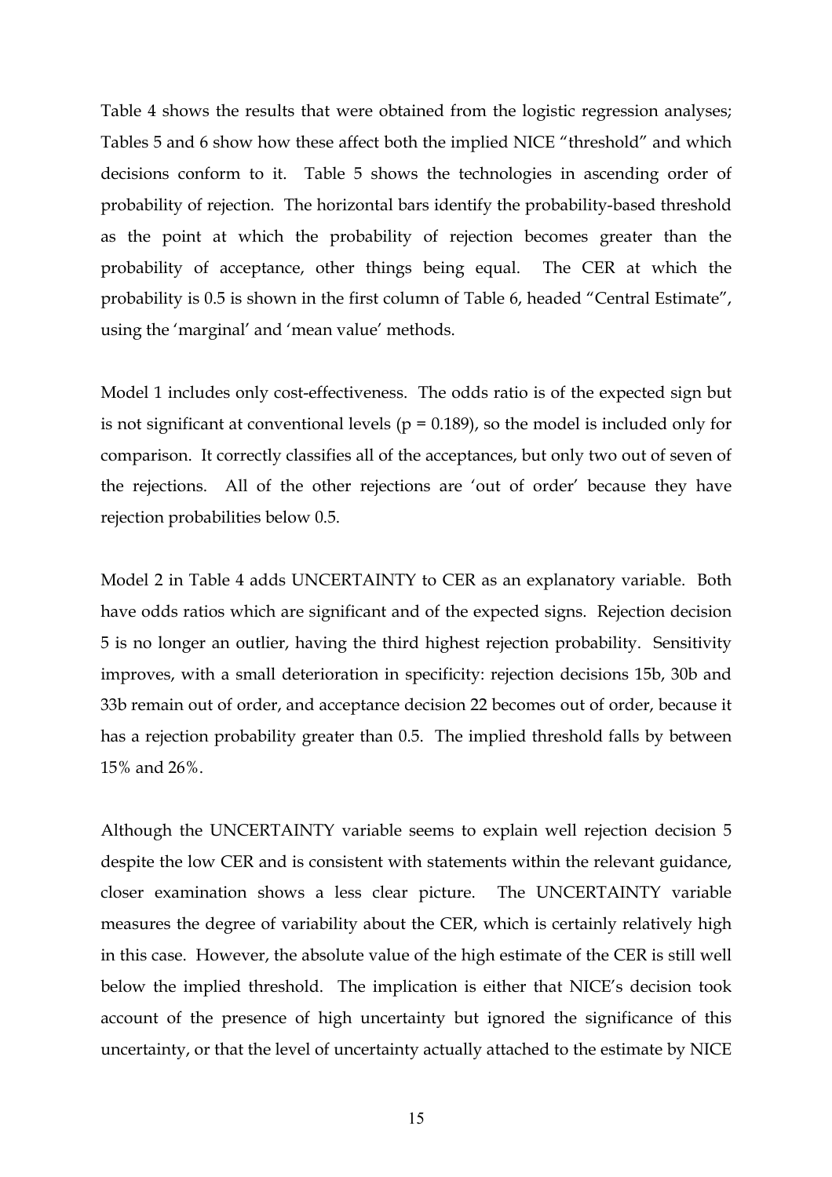Table 4 shows the results that were obtained from the logistic regression analyses; Tables 5 and 6 show how these affect both the implied NICE "threshold" and which decisions conform to it. Table 5 shows the technologies in ascending order of probability of rejection. The horizontal bars identify the probability-based threshold as the point at which the probability of rejection becomes greater than the probability of acceptance, other things being equal. The CER at which the probability is 0.5 is shown in the first column of Table 6, headed "Central Estimate", using the 'marginal' and 'mean value' methods.

Model 1 includes only cost-effectiveness. The odds ratio is of the expected sign but is not significant at conventional levels ($p = 0.189$), so the model is included only for comparison. It correctly classifies all of the acceptances, but only two out of seven of the rejections. All of the other rejections are 'out of order' because they have rejection probabilities below 0.5.

Model 2 in Table 4 adds UNCERTAINTY to CER as an explanatory variable. Both have odds ratios which are significant and of the expected signs. Rejection decision 5 is no longer an outlier, having the third highest rejection probability. Sensitivity improves, with a small deterioration in specificity: rejection decisions 15b, 30b and 33b remain out of order, and acceptance decision 22 becomes out of order, because it has a rejection probability greater than 0.5. The implied threshold falls by between 15% and 26%.

Although the UNCERTAINTY variable seems to explain well rejection decision 5 despite the low CER and is consistent with statements within the relevant guidance, closer examination shows a less clear picture. The UNCERTAINTY variable measures the degree of variability about the CER, which is certainly relatively high in this case. However, the absolute value of the high estimate of the CER is still well below the implied threshold. The implication is either that NICE's decision took account of the presence of high uncertainty but ignored the significance of this uncertainty, or that the level of uncertainty actually attached to the estimate by NICE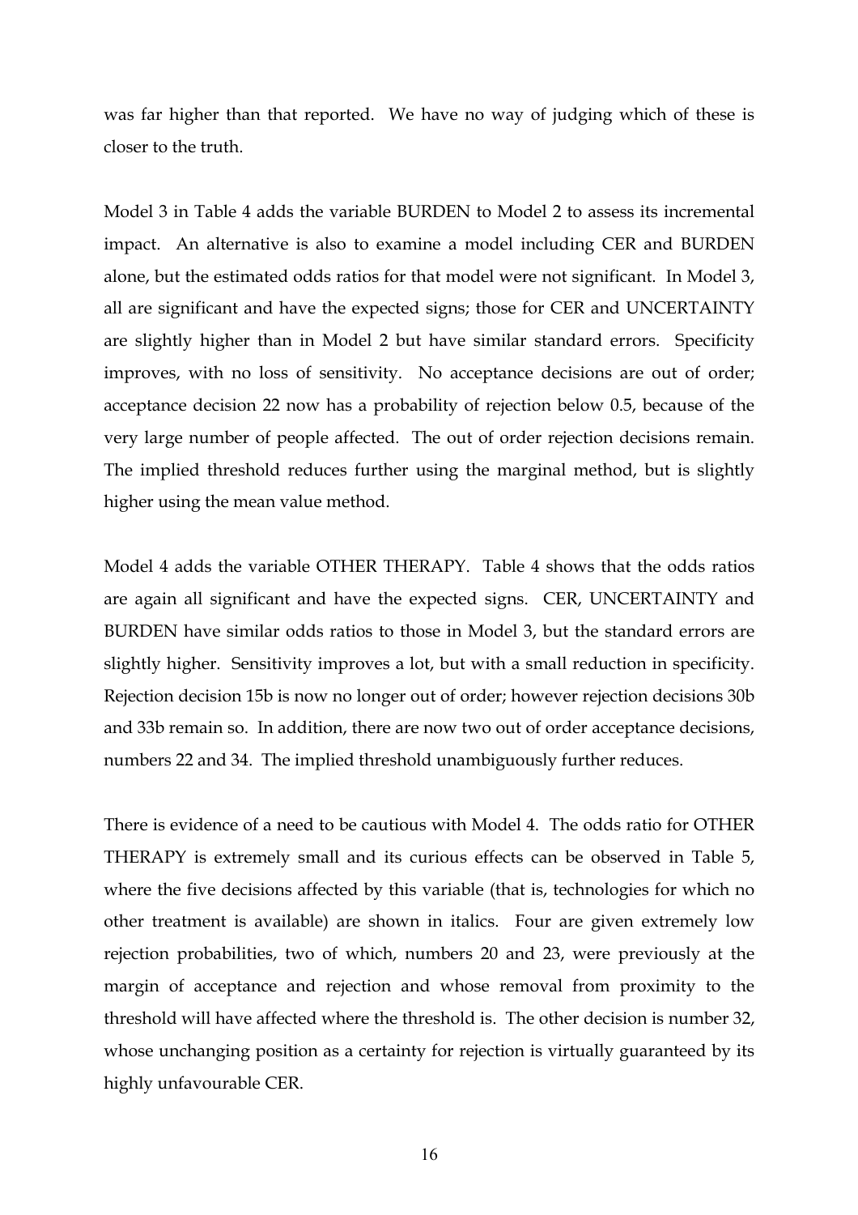was far higher than that reported. We have no way of judging which of these is closer to the truth.

Model 3 in Table 4 adds the variable BURDEN to Model 2 to assess its incremental impact. An alternative is also to examine a model including CER and BURDEN alone, but the estimated odds ratios for that model were not significant. In Model 3, all are significant and have the expected signs; those for CER and UNCERTAINTY are slightly higher than in Model 2 but have similar standard errors. Specificity improves, with no loss of sensitivity. No acceptance decisions are out of order; acceptance decision 22 now has a probability of rejection below 0.5, because of the very large number of people affected. The out of order rejection decisions remain. The implied threshold reduces further using the marginal method, but is slightly higher using the mean value method.

Model 4 adds the variable OTHER THERAPY. Table 4 shows that the odds ratios are again all significant and have the expected signs. CER, UNCERTAINTY and BURDEN have similar odds ratios to those in Model 3, but the standard errors are slightly higher. Sensitivity improves a lot, but with a small reduction in specificity. Rejection decision 15b is now no longer out of order; however rejection decisions 30b and 33b remain so. In addition, there are now two out of order acceptance decisions, numbers 22 and 34. The implied threshold unambiguously further reduces.

There is evidence of a need to be cautious with Model 4. The odds ratio for OTHER THERAPY is extremely small and its curious effects can be observed in Table 5, where the five decisions affected by this variable (that is, technologies for which no other treatment is available) are shown in italics. Four are given extremely low rejection probabilities, two of which, numbers 20 and 23, were previously at the margin of acceptance and rejection and whose removal from proximity to the threshold will have affected where the threshold is. The other decision is number 32, whose unchanging position as a certainty for rejection is virtually guaranteed by its highly unfavourable CER.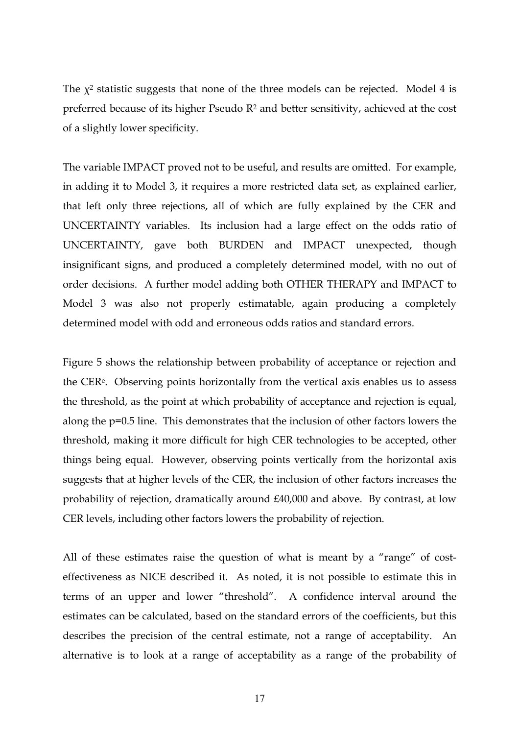The $\chi^2$ statistic suggests that none of the three models can be rejected. Model 4 is preferred because of its higher Pseudo $R^2$ and better sensitivity, achieved at the cost of a slightly lower specificity.

The variable IMPACT proved not to be useful, and results are omitted. For example, in adding it to Model 3, it requires a more restricted data set, as explained earlier, that left only three rejections, all of which are fully explained by the CER and UNCERTAINTY variables. Its inclusion had a large effect on the odds ratio of UNCERTAINTY, gave both BURDEN and IMPACT unexpected, though insignificant signs, and produced a completely determined model, with no out of order decisions. A further model adding both OTHER THERAPY and IMPACT to Model 3 was also not properly estimatable, again producing a completely determined model with odd and erroneous odds ratios and standard errors.

Figure 5 shows the relationship between probability of acceptance or rejection and the CER[e]. Observing points horizontally from the vertical axis enables us to assess the threshold, as the point at which probability of acceptance and rejection is equal, along the p=0.5 line. This demonstrates that the inclusion of other factors lowers the threshold, making it more difficult for high CER technologies to be accepted, other things being equal. However, observing points vertically from the horizontal axis suggests that at higher levels of the CER, the inclusion of other factors increases the probability of rejection, dramatically around £40,000 and above. By contrast, at low CER levels, including other factors lowers the probability of rejection.

All of these estimates raise the question of what is meant by a "range" of cost-effectiveness as NICE described it. As noted, it is not possible to estimate this in terms of an upper and lower "threshold". A confidence interval around the estimates can be calculated, based on the standard errors of the coefficients, but this describes the precision of the central estimate, not a range of acceptability. An alternative is to look at a range of acceptability as a range of the probability of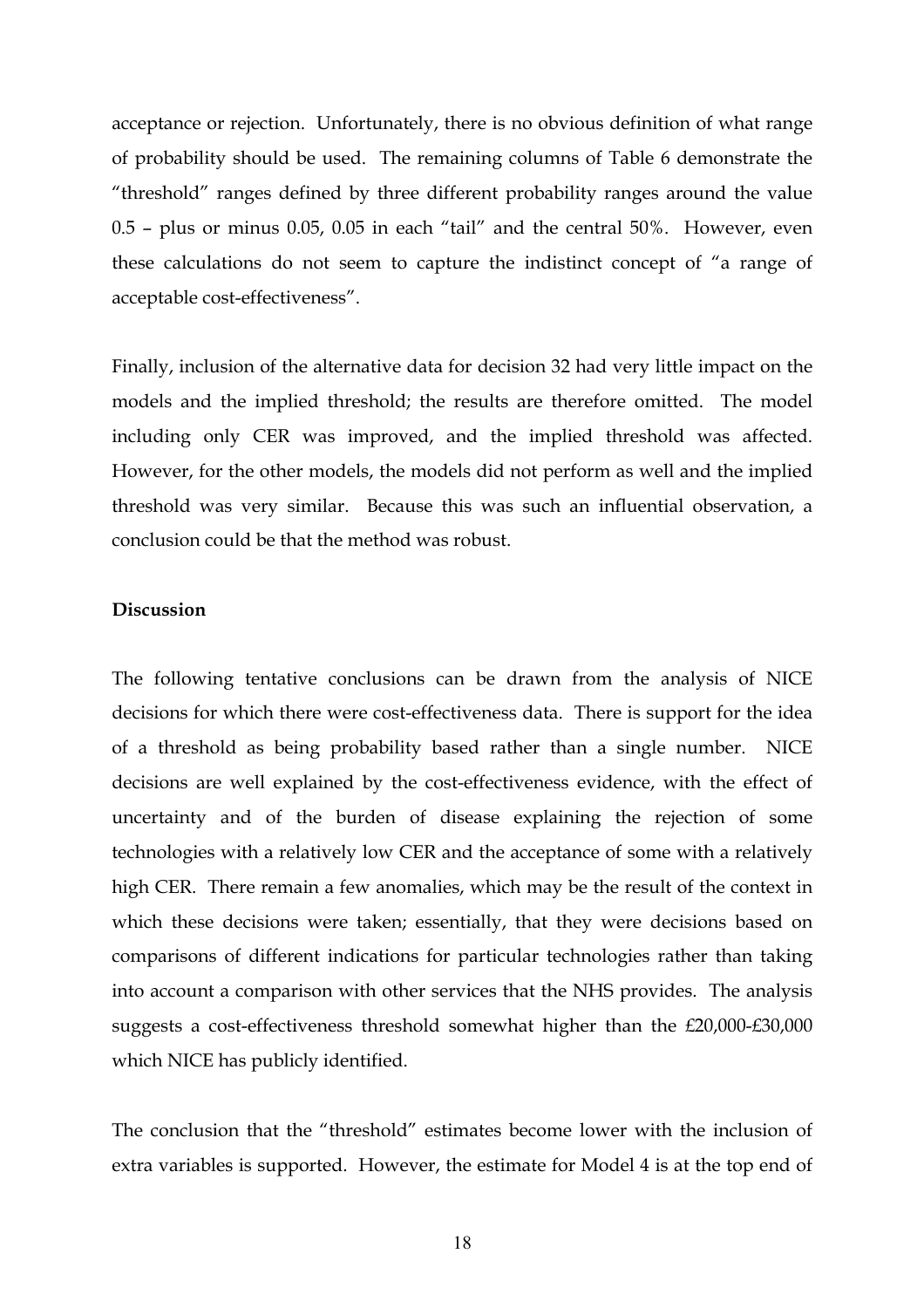acceptance or rejection. Unfortunately, there is no obvious definition of what range of probability should be used. The remaining columns of Table 6 demonstrate the "threshold" ranges defined by three different probability ranges around the value 0.5 – plus or minus 0.05, 0.05 in each "tail" and the central 50%. However, even these calculations do not seem to capture the indistinct concept of "a range of acceptable cost-effectiveness".

Finally, inclusion of the alternative data for decision 32 had very little impact on the models and the implied threshold; the results are therefore omitted. The model including only CER was improved, and the implied threshold was affected. However, for the other models, the models did not perform as well and the implied threshold was very similar. Because this was such an influential observation, a conclusion could be that the method was robust.

**Discussion**

The following tentative conclusions can be drawn from the analysis of NICE decisions for which there were cost-effectiveness data. There is support for the idea of a threshold as being probability based rather than a single number. NICE decisions are well explained by the cost-effectiveness evidence, with the effect of uncertainty and of the burden of disease explaining the rejection of some technologies with a relatively low CER and the acceptance of some with a relatively high CER. There remain a few anomalies, which may be the result of the context in which these decisions were taken; essentially, that they were decisions based on comparisons of different indications for particular technologies rather than taking into account a comparison with other services that the NHS provides. The analysis suggests a cost-effectiveness threshold somewhat higher than the £20,000-£30,000 which NICE has publicly identified.

The conclusion that the "threshold" estimates become lower with the inclusion of extra variables is supported. However, the estimate for Model 4 is at the top end of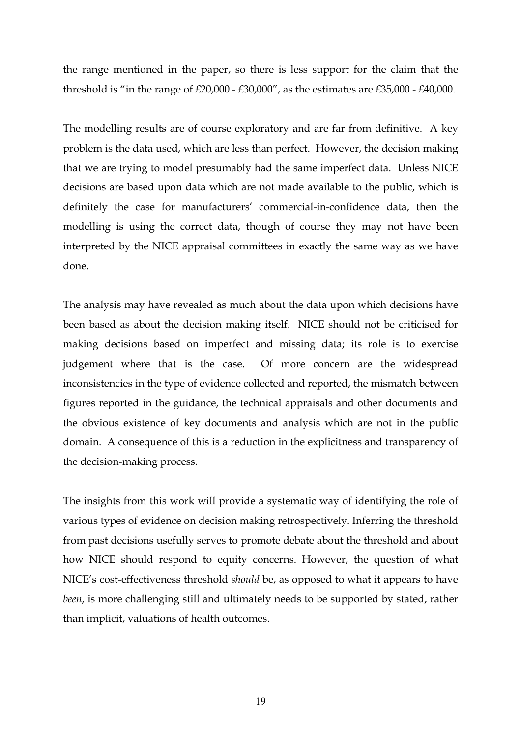the range mentioned in the paper, so there is less support for the claim that the threshold is "in the range of £20,000 - £30,000", as the estimates are £35,000 - £40,000.

The modelling results are of course exploratory and are far from definitive. A key problem is the data used, which are less than perfect. However, the decision making that we are trying to model presumably had the same imperfect data. Unless NICE decisions are based upon data which are not made available to the public, which is definitely the case for manufacturers' commercial-in-confidence data, then the modelling is using the correct data, though of course they may not have been interpreted by the NICE appraisal committees in exactly the same way as we have done.

The analysis may have revealed as much about the data upon which decisions have been based as about the decision making itself. NICE should not be criticised for making decisions based on imperfect and missing data; its role is to exercise judgement where that is the case. Of more concern are the widespread inconsistencies in the type of evidence collected and reported, the mismatch between figures reported in the guidance, the technical appraisals and other documents and the obvious existence of key documents and analysis which are not in the public domain. A consequence of this is a reduction in the explicitness and transparency of the decision-making process.

The insights from this work will provide a systematic way of identifying the role of various types of evidence on decision making retrospectively. Inferring the threshold from past decisions usefully serves to promote debate about the threshold and about how NICE should respond to equity concerns. However, the question of what NICE's cost-effectiveness threshold *should* be, as opposed to what it appears to have *been*, is more challenging still and ultimately needs to be supported by stated, rather than implicit, valuations of health outcomes.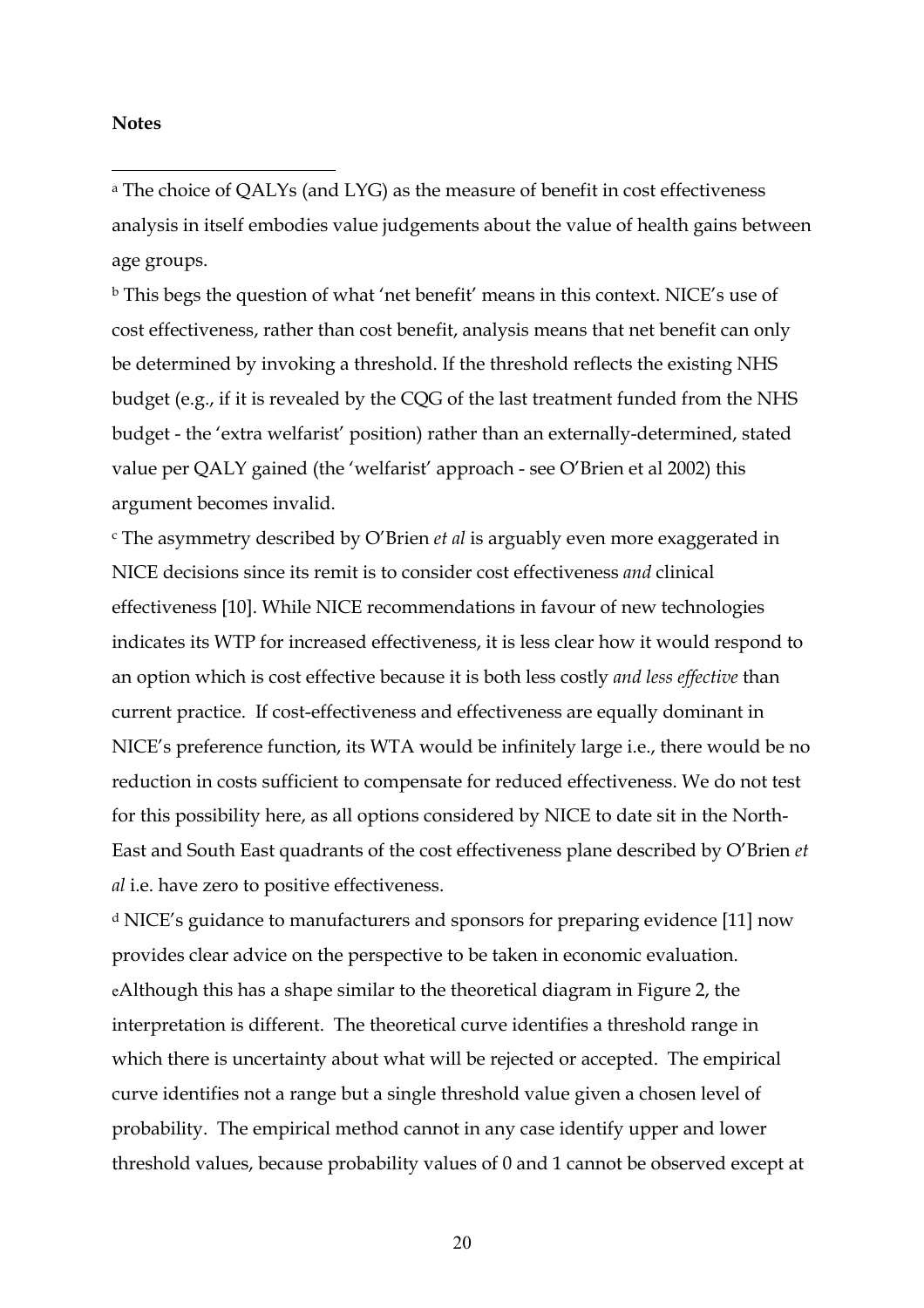**Notes**

[a] The choice of QALYs (and LYG) as the measure of benefit in cost effectiveness analysis in itself embodies value judgements about the value of health gains between age groups.

[b] This begs the question of what 'net benefit' means in this context. NICE's use of cost effectiveness, rather than cost benefit, analysis means that net benefit can only be determined by invoking a threshold. If the threshold reflects the existing NHS budget (e.g., if it is revealed by the CQG of the last treatment funded from the NHS budget - the 'extra welfarist' position) rather than an externally-determined, stated value per QALY gained (the 'welfarist' approach - see O'Brien et al 2002) this argument becomes invalid.

[c] The asymmetry described by O'Brien *et al* is arguably even more exaggerated in NICE decisions since its remit is to consider cost effectiveness *and* clinical effectiveness [10]. While NICE recommendations in favour of new technologies indicates its WTP for increased effectiveness, it is less clear how it would respond to an option which is cost effective because it is both less costly *and less effective* than current practice. If cost-effectiveness and effectiveness are equally dominant in NICE's preference function, its WTA would be infinitely large i.e., there would be no reduction in costs sufficient to compensate for reduced effectiveness. We do not test for this possibility here, as all options considered by NICE to date sit in the North-East and South East quadrants of the cost effectiveness plane described by O'Brien *et al* i.e. have zero to positive effectiveness.

[d] NICE's guidance to manufacturers and sponsors for preparing evidence [11] now provides clear advice on the perspective to be taken in economic evaluation.

[e] Although this has a shape similar to the theoretical diagram in Figure 2, the interpretation is different. The theoretical curve identifies a threshold range in which there is uncertainty about what will be rejected or accepted. The empirical curve identifies not a range but a single threshold value given a chosen level of probability. The empirical method cannot in any case identify upper and lower threshold values, because probability values of 0 and 1 cannot be observed except at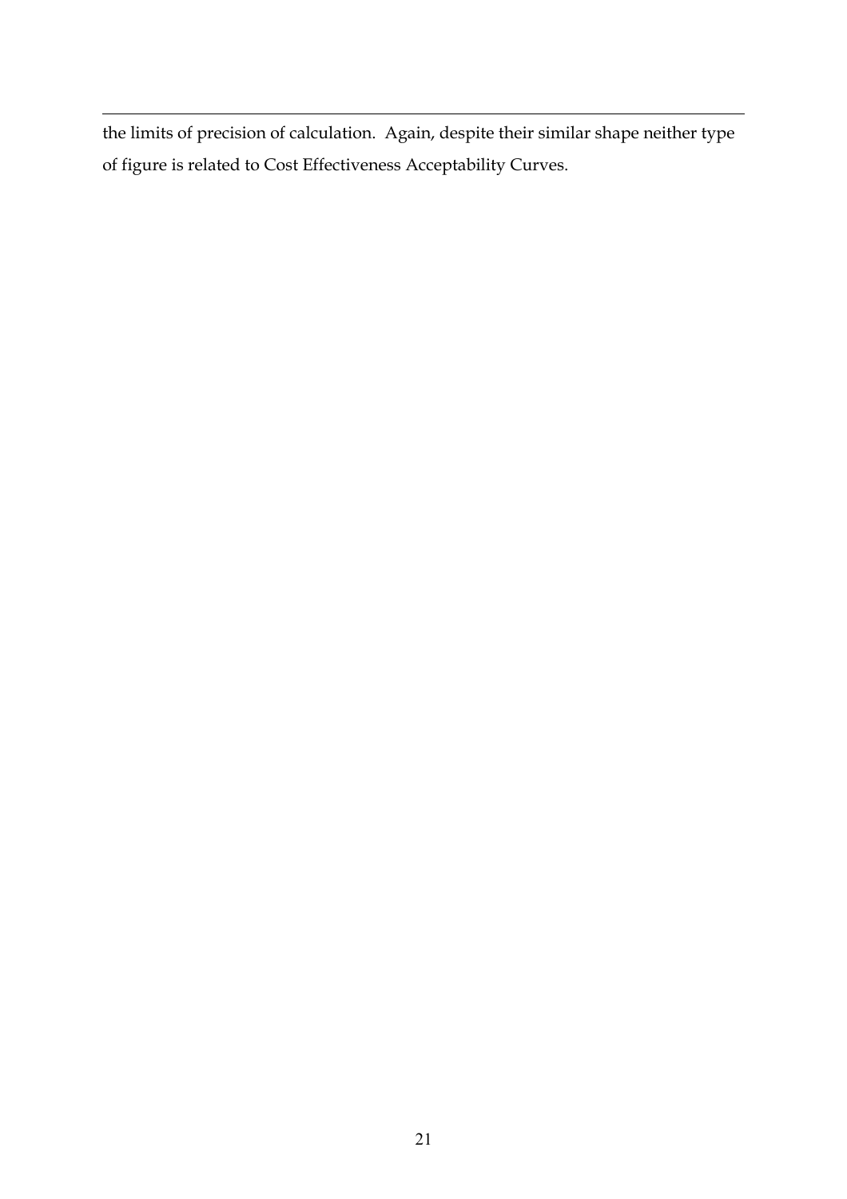the limits of precision of calculation. Again, despite their similar shape neither type of figure is related to Cost Effectiveness Acceptability Curves.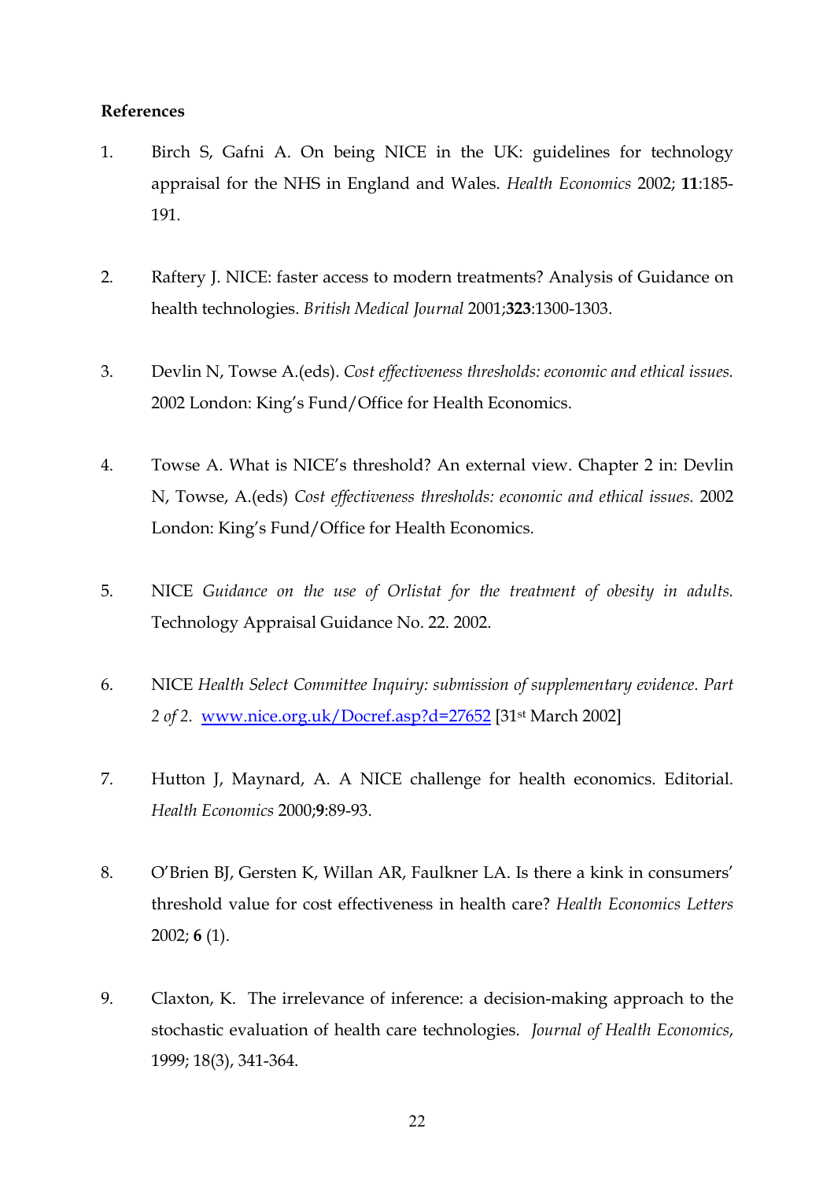**References**

1. Birch S, Gafni A. On being NICE in the UK: guidelines for technology appraisal for the NHS in England and Wales. *Health Economics* 2002; **11**:185-191.

2. Raftery J. NICE: faster access to modern treatments? Analysis of Guidance on health technologies. *British Medical Journal* 2001;**323**:1300-1303.

3. Devlin N, Towse A.(eds). *Cost effectiveness thresholds: economic and ethical issues.* 2002 London: King's Fund/Office for Health Economics.

4. Towse A. What is NICE's threshold? An external view. Chapter 2 in: Devlin N, Towse, A.(eds) *Cost effectiveness thresholds: economic and ethical issues.* 2002 London: King's Fund/Office for Health Economics.

5. NICE *Guidance on the use of Orlistat for the treatment of obesity in adults.* Technology Appraisal Guidance No. 22. 2002.

6. NICE *Health Select Committee Inquiry: submission of supplementary evidence. Part 2 of 2.* www.nice.org.uk/Docref.asp?d=27652 [31st March 2002]

7. Hutton J, Maynard, A. A NICE challenge for health economics. Editorial. *Health Economics* 2000;**9**:89-93.

8. O'Brien BJ, Gersten K, Willan AR, Faulkner LA. Is there a kink in consumers' threshold value for cost effectiveness in health care? *Health Economics Letters* 2002; **6** (1).

9. Claxton, K. The irrelevance of inference: a decision-making approach to the stochastic evaluation of health care technologies. *Journal of Health Economics*, 1999; 18(3), 341-364.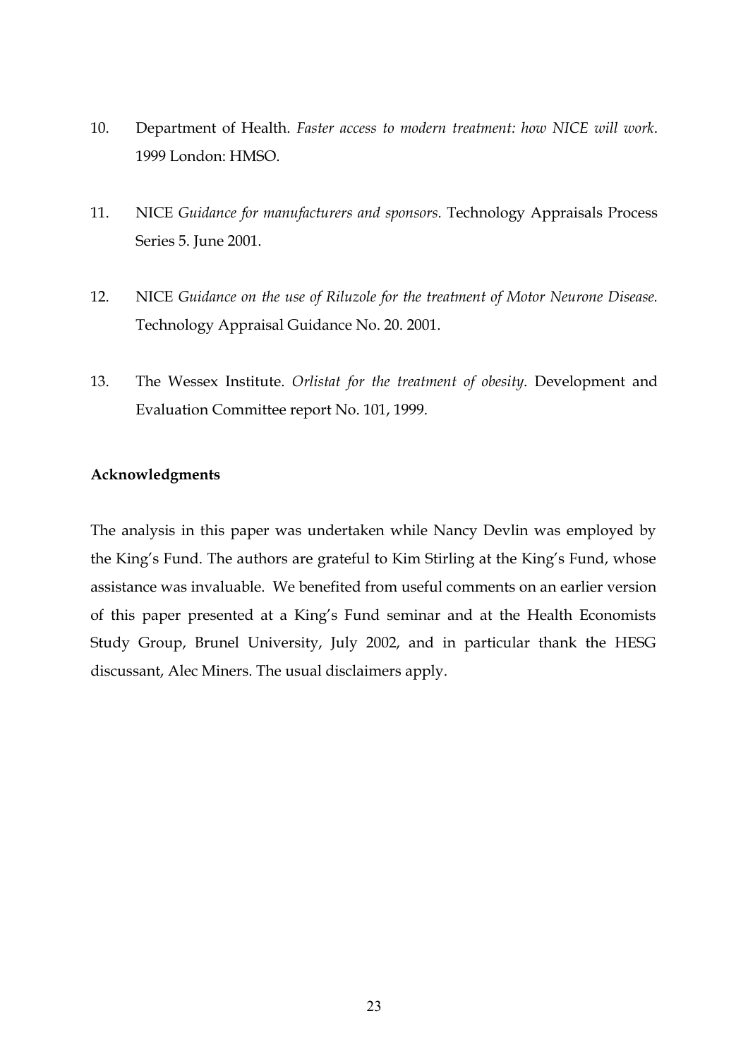10. Department of Health. *Faster access to modern treatment: how NICE will work*. 1999 London: HMSO.

11. NICE *Guidance for manufacturers and sponsors.* Technology Appraisals Process Series 5. June 2001.

12. NICE *Guidance on the use of Riluzole for the treatment of Motor Neurone Disease.* Technology Appraisal Guidance No. 20. 2001.

13. The Wessex Institute. *Orlistat for the treatment of obesity*. Development and Evaluation Committee report No. 101, 1999.

**Acknowledgments**

The analysis in this paper was undertaken while Nancy Devlin was employed by the King's Fund. The authors are grateful to Kim Stirling at the King's Fund, whose assistance was invaluable. We benefited from useful comments on an earlier version of this paper presented at a King's Fund seminar and at the Health Economists Study Group, Brunel University, July 2002, and in particular thank the HESG discussant, Alec Miners. The usual disclaimers apply.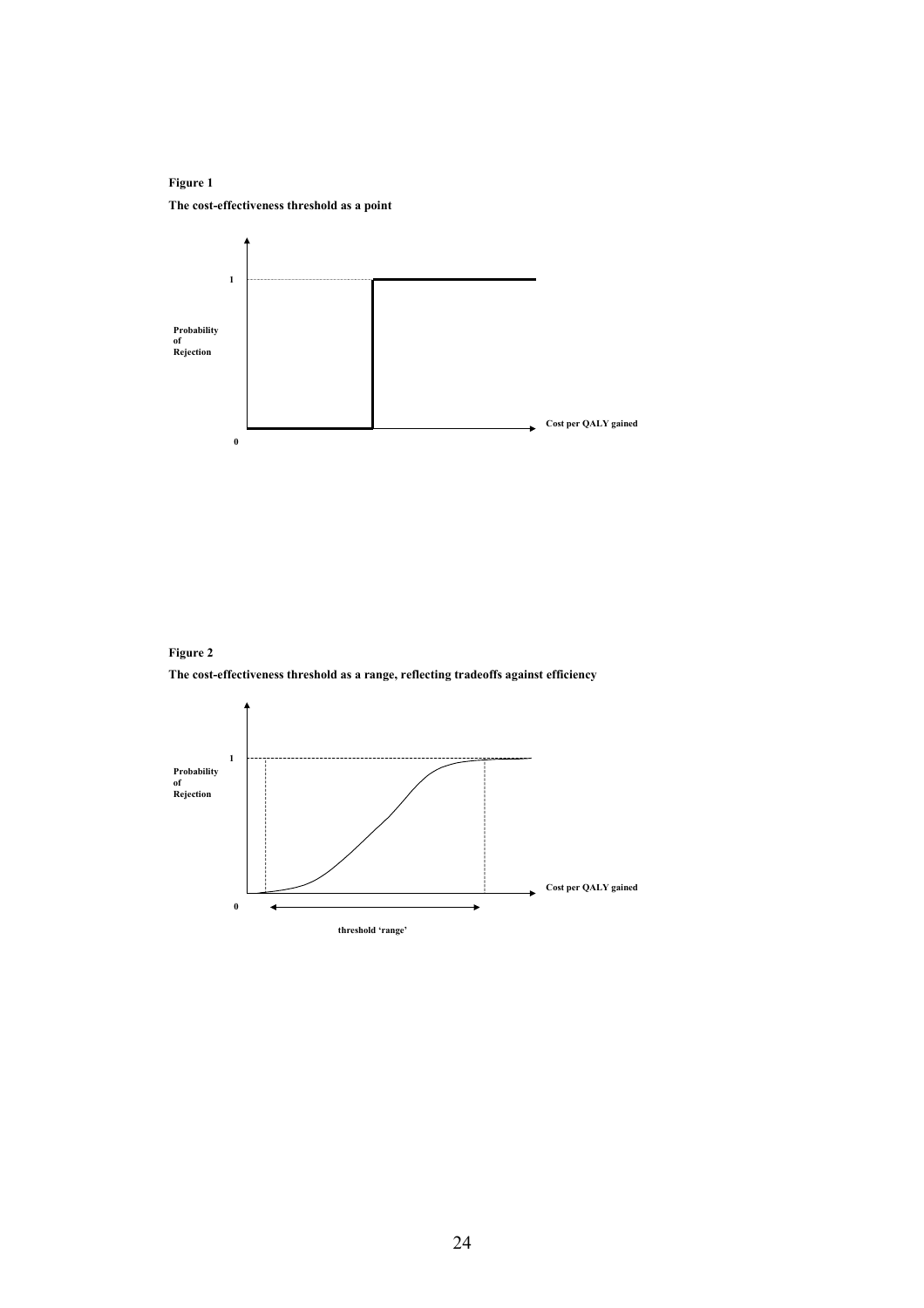**Figure 1**

**The cost-effectiveness threshold as a point**

**Figure 2**

**The cost-effectiveness threshold as a range, reflecting tradeoffs against efficiency**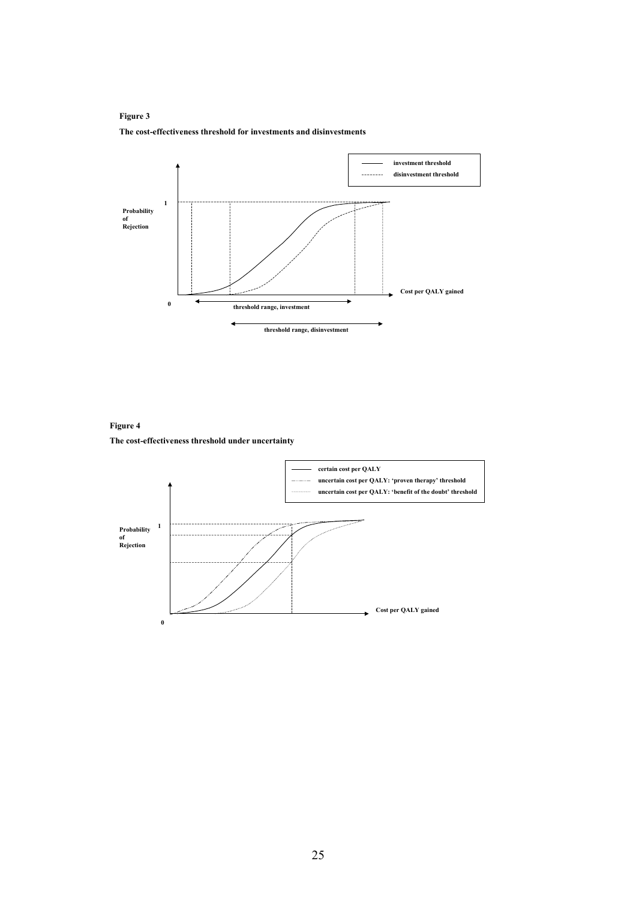**Figure 3**

**The cost-effectiveness threshold for investments and disinvestments**

**Figure 4**

**The cost-effectiveness threshold under uncertainty**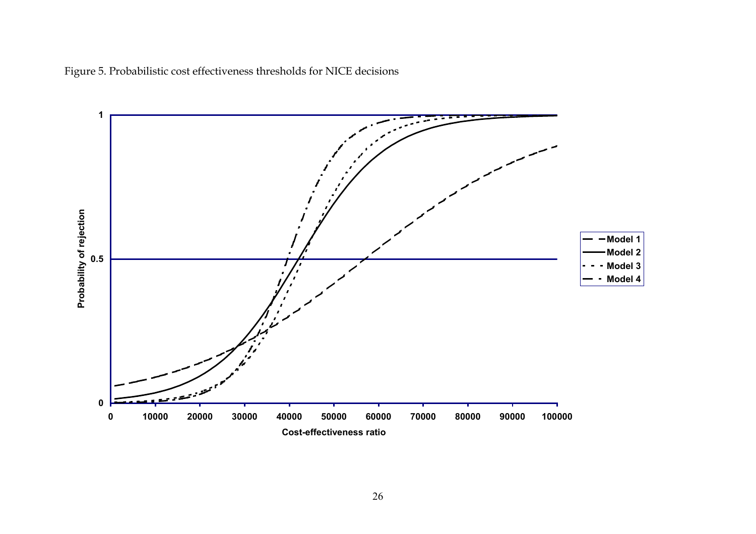Figure 5. Probabilistic cost effectiveness thresholds for NICE decisions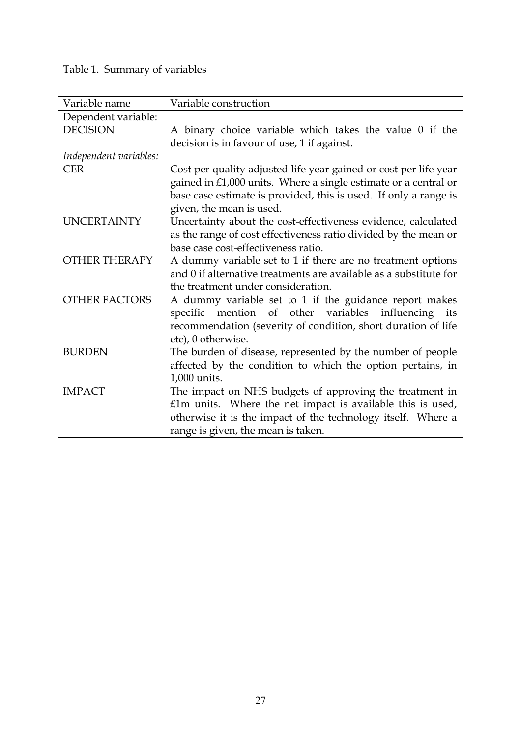Table 1. Summary of variables

| Variable name | Variable construction |
|---|---|
| Dependent variable: | |
| DECISION | A binary choice variable which takes the value 0 if the decision is in favour of use, 1 if against. |
| *Independent variables:* | |
| CER | Cost per quality adjusted life year gained or cost per life year gained in £1,000 units. Where a single estimate or a central or base case estimate is provided, this is used. If only a range is given, the mean is used. |
| UNCERTAINTY | Uncertainty about the cost-effectiveness evidence, calculated as the range of cost effectiveness ratio divided by the mean or base case cost-effectiveness ratio. |
| OTHER THERAPY | A dummy variable set to 1 if there are no treatment options and 0 if alternative treatments are available as a substitute for the treatment under consideration. |
| OTHER FACTORS | A dummy variable set to 1 if the guidance report makes specific mention of other variables influencing its recommendation (severity of condition, short duration of life etc), 0 otherwise. |
| BURDEN | The burden of disease, represented by the number of people affected by the condition to which the option pertains, in 1,000 units. |
| IMPACT | The impact on NHS budgets of approving the treatment in £1m units. Where the net impact is available this is used, otherwise it is the impact of the technology itself. Where a range is given, the mean is taken. |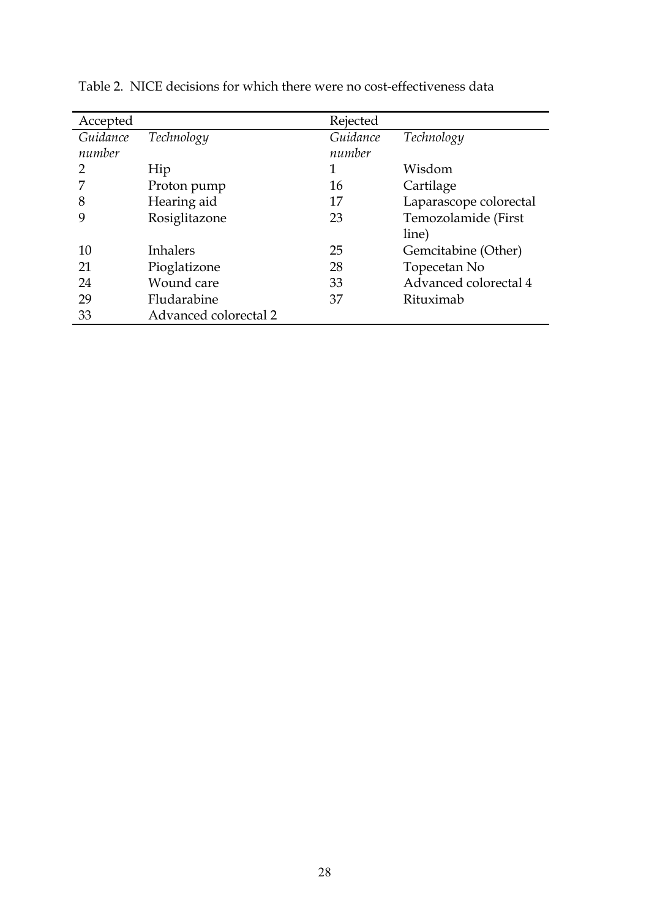Table 2. NICE decisions for which there were no cost-effectiveness data

| Accepted | | Rejected | |
|---|---|---|---|
| *Guidance number* | *Technology* | *Guidance number* | *Technology* |
| 2 | Hip | 1 | Wisdom |
| 7 | Proton pump | 16 | Cartilage |
| 8 | Hearing aid | 17 | Laparascope colorectal |
| 9 | Rosiglitazone | 23 | Temozolamide (First line) |
| 10 | Inhalers | 25 | Gemcitabine (Other) |
| 21 | Pioglatizone | 28 | Topecetan No |
| 24 | Wound care | 33 | Advanced colorectal 4 |
| 29 | Fludarabine | 37 | Rituximab |
| 33 | Advanced colorectal 2 | | |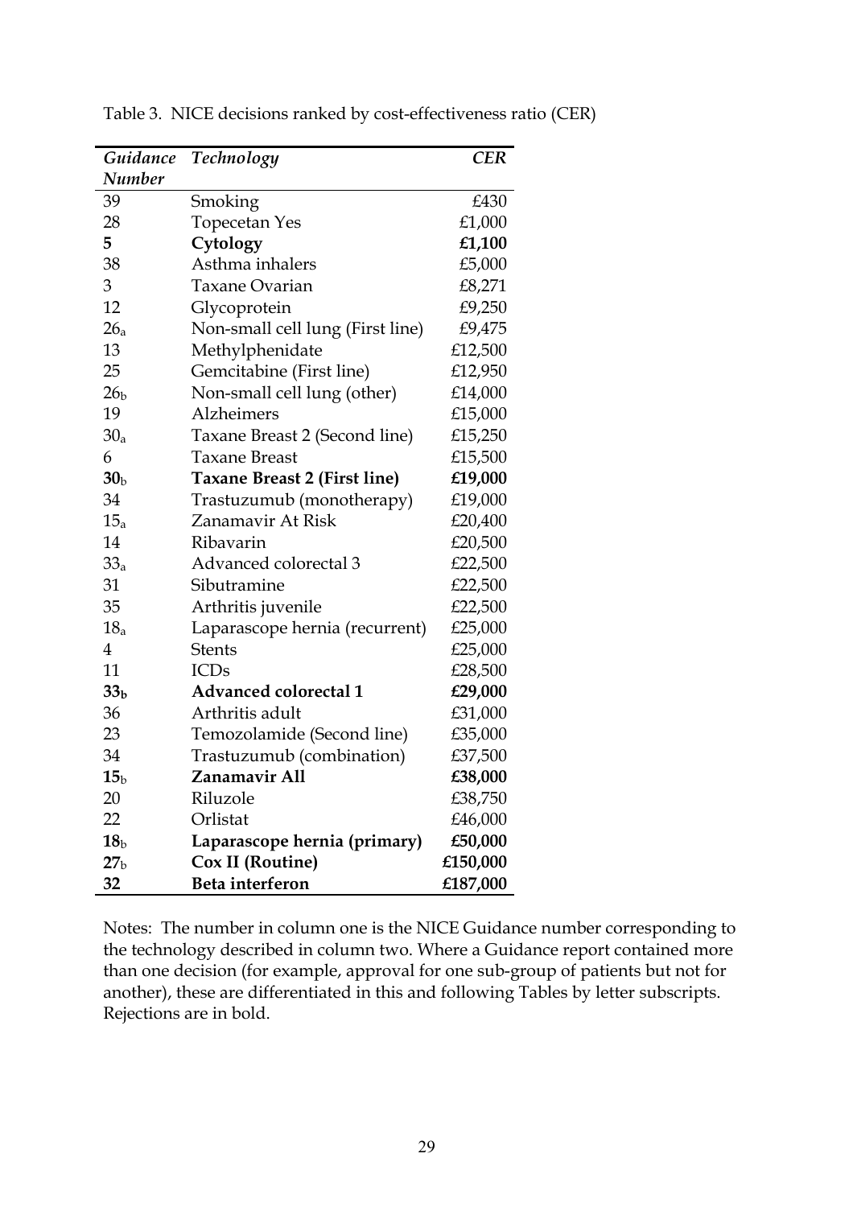Table 3. NICE decisions ranked by cost-effectiveness ratio (CER)

| *Guidance Number* | *Technology* | *CER* |
|---|---|---|
| 39 | Smoking | £430 |
| 28 | Topecetan Yes | £1,000 |
| **5** | **Cytology** | **£1,100** |
| 38 | Asthma inhalers | £5,000 |
| 3 | Taxane Ovarian | £8,271 |
| 12 | Glycoprotein | £9,250 |
| $26_a$ | Non-small cell lung (First line) | £9,475 |
| 13 | Methylphenidate | £12,500 |
| 25 | Gemcitabine (First line) | £12,950 |
| $26_b$ | Non-small cell lung (other) | £14,000 |
| 19 | Alzheimers | £15,000 |
| $30_a$ | Taxane Breast 2 (Second line) | £15,250 |
| 6 | Taxane Breast | £15,500 |
| $\mathbf{30_b}$ | **Taxane Breast 2 (First line)** | **£19,000** |
| 34 | Trastuzumub (monotherapy) | £19,000 |
| $15_a$ | Zanamavir At Risk | £20,400 |
| 14 | Ribavarin | £20,500 |
| $33_a$ | Advanced colorectal 3 | £22,500 |
| 31 | Sibutramine | £22,500 |
| 35 | Arthritis juvenile | £22,500 |
| $18_a$ | Laparascope hernia (recurrent) | £25,000 |
| 4 | Stents | £25,000 |
| 11 | ICDs | £28,500 |
| $\mathbf{33_b}$ | **Advanced colorectal 1** | **£29,000** |
| 36 | Arthritis adult | £31,000 |
| 23 | Temozolamide (Second line) | £35,000 |
| 34 | Trastuzumub (combination) | £37,500 |
| $\mathbf{15_b}$ | **Zanamavir All** | **£38,000** |
| 20 | Riluzole | £38,750 |
| 22 | Orlistat | £46,000 |
| $\mathbf{18_b}$ | **Laparascope hernia (primary)** | **£50,000** |
| $\mathbf{27_b}$ | **Cox II (Routine)** | **£150,000** |
| **32** | **Beta interferon** | **£187,000** |

Notes: The number in column one is the NICE Guidance number corresponding to the technology described in column two. Where a Guidance report contained more than one decision (for example, approval for one sub-group of patients but not for another), these are differentiated in this and following Tables by letter subscripts. Rejections are in bold.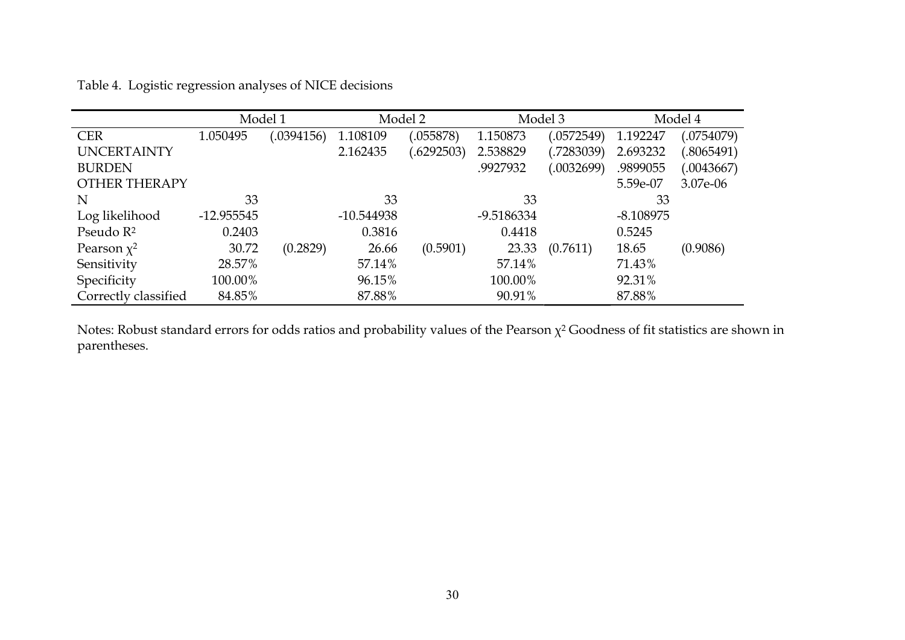Table 4. Logistic regression analyses of NICE decisions

| | Model 1 | | Model 2 | | Model 3 | | Model 4 | |
|---|---|---|---|---|---|---|---|---|
| CER | 1.050495 | (.0394156) | 1.108109 | (.055878) | 1.150873 | (.0572549) | 1.192247 | (.0754079) |
| UNCERTAINTY | | | 2.162435 | (.6292503) | 2.538829 | (.7283039) | 2.693232 | (.8065491) |
| BURDEN | | | | | .9927932 | (.0032699) | .9899055 | (.0043667) |
| OTHER THERAPY | | | | | | | 5.59e-07 | 3.07e-06 |
| N | 33 | | 33 | | 33 | | 33 | |
| Log likelihood | -12.955545 | | -10.544938 | | -9.5186334 | | -8.108975 | |
| Pseudo $R^2$ | 0.2403 | | 0.3816 | | 0.4418 | | 0.5245 | |
| Pearson $\chi^2$ | 30.72 | (0.2829) | 26.66 | (0.5901) | 23.33 | (0.7611) | 18.65 | (0.9086) |
| Sensitivity | 28.57% | | 57.14% | | 57.14% | | 71.43% | |
| Specificity | 100.00% | | 96.15% | | 100.00% | | 92.31% | |
| Correctly classified | 84.85% | | 87.88% | | 90.91% | | 87.88% | |

Notes: Robust standard errors for odds ratios and probability values of the Pearson $\chi^2$ Goodness of fit statistics are shown in parentheses.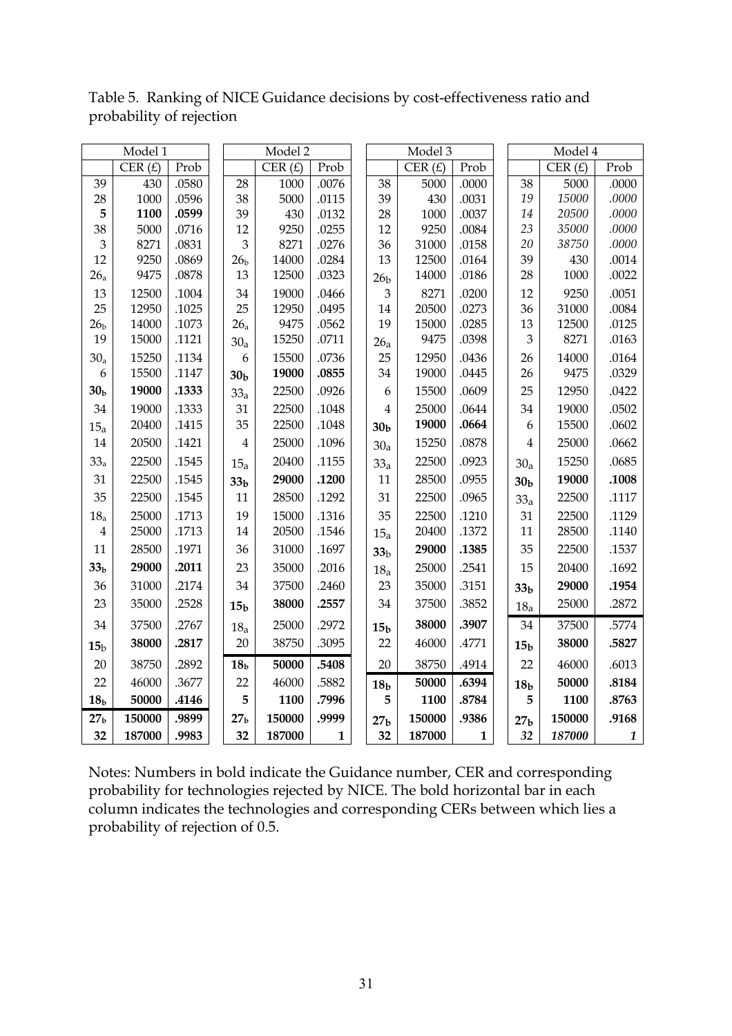Table 5. Ranking of NICE Guidance decisions by cost-effectiveness ratio and probability of rejection

| Model 1 | | | Model 2 | | | Model 3 | | | Model 4 | | |
|---|---|---|---|---|---|---|---|---|---|---|---|
| | CER (£) | Prob | | CER (£) | Prob | | CER (£) | Prob | | CER (£) | Prob |
| 39 | 430 | .0580 | 28 | 1000 | .0076 | 38 | 5000 | .0000 | 38 | 5000 | .0000 |
| 28 | 1000 | .0596 | 38 | 5000 | .0115 | 39 | 430 | .0031 | *19* | *15000* | *.0000* |
| **5** | **1100** | **.0599** | 39 | 430 | .0132 | 28 | 1000 | .0037 | *14* | *20500* | *.0000* |
| 38 | 5000 | .0716 | 12 | 9250 | .0255 | 12 | 9250 | .0084 | *23* | *35000* | *.0000* |
| 3 | 8271 | .0831 | 3 | 8271 | .0276 | 36 | 31000 | .0158 | *20* | *38750* | *.0000* |
| 12 | 9250 | .0869 | $26_b$ | 14000 | .0284 | 13 | 12500 | .0164 | 39 | 430 | .0014 |
| $26_a$ | 9475 | .0878 | 13 | 12500 | .0323 | $26_b$ | 14000 | .0186 | 28 | 1000 | .0022 |
| 13 | 12500 | .1004 | 34 | 19000 | .0466 | 3 | 8271 | .0200 | 12 | 9250 | .0051 |
| 25 | 12950 | .1025 | 25 | 12950 | .0495 | 14 | 20500 | .0273 | 36 | 31000 | .0084 |
| $26_b$ | 14000 | .1073 | $26_a$ | 9475 | .0562 | 19 | 15000 | .0285 | 13 | 12500 | .0125 |
| 19 | 15000 | .1121 | $30_a$ | 15250 | .0711 | $26_a$ | 9475 | .0398 | 3 | 8271 | .0163 |
| $30_a$ | 15250 | .1134 | 6 | 15500 | .0736 | 25 | 12950 | .0436 | 26 | 14000 | .0164 |
| 6 | 15500 | .1147 | **$30_b$** | **19000** | **.0855** | 34 | 19000 | .0445 | 26 | 9475 | .0329 |
| **$30_b$** | **19000** | **.1333** | $33_a$ | 22500 | .0926 | 6 | 15500 | .0609 | 25 | 12950 | .0422 |
| 34 | 19000 | .1333 | 31 | 22500 | .1048 | 4 | 25000 | .0644 | 34 | 19000 | .0502 |
| $15_a$ | 20400 | .1415 | 35 | 22500 | .1048 | **$30_b$** | **19000** | **.0664** | 6 | 15500 | .0602 |
| 14 | 20500 | .1421 | 4 | 25000 | .1096 | $30_a$ | 15250 | .0878 | 4 | 25000 | .0662 |
| $33_a$ | 22500 | .1545 | $15_a$ | 20400 | .1155 | $33_a$ | 22500 | .0923 | $30_a$ | 15250 | .0685 |
| 31 | 22500 | .1545 | **$33_b$** | **29000** | **.1200** | 11 | 28500 | .0955 | **$30_b$** | **19000** | **.1008** |
| 35 | 22500 | .1545 | 11 | 28500 | .1292 | 31 | 22500 | .0965 | $33_a$ | 22500 | .1117 |
| $18_a$ | 25000 | .1713 | 19 | 15000 | .1316 | 35 | 22500 | .1210 | 31 | 22500 | .1129 |
| 4 | 25000 | .1713 | 14 | 20500 | .1546 | $15_a$ | 20400 | .1372 | 11 | 28500 | .1140 |
| 11 | 28500 | .1971 | 36 | 31000 | .1697 | **$33_b$** | **29000** | **.1385** | 35 | 22500 | .1537 |
| **$33_b$** | **29000** | **.2011** | 23 | 35000 | .2016 | $18_a$ | 25000 | .2541 | 15 | 20400 | .1692 |
| 36 | 31000 | .2174 | 34 | 37500 | .2460 | 23 | 35000 | .3151 | **$33_b$** | **29000** | **.1954** |
| 23 | 35000 | .2528 | **$15_b$** | **38000** | **.2557** | 34 | 37500 | .3852 | $18_a$ | 25000 | .2872 |
| 34 | 37500 | .2767 | $18_a$ | 25000 | .2972 | **$15_b$** | **38000** | **.3907** | 34 | 37500 | .5774 |
| **$15_b$** | **38000** | **.2817** | 20 | 38750 | .3095 | 22 | 46000 | .4771 | **$15_b$** | **38000** | **.5827** |
| 20 | 38750 | .2892 | **$18_b$** | **50000** | **.5408** | 20 | 38750 | .4914 | 22 | 46000 | .6013 |
| 22 | 46000 | .3677 | 22 | 46000 | .5882 | **$18_b$** | **50000** | **.6394** | **$18_b$** | **50000** | **.8184** |
| **$18_b$** | **50000** | **.4146** | **5** | **1100** | **.7996** | **5** | **1100** | **.8784** | **5** | **1100** | **.8763** |
| **$27_b$** | **150000** | **.9899** | **$27_b$** | **150000** | **.9999** | **$27_b$** | **150000** | **.9386** | **$27_b$** | **150000** | **.9168** |
| **32** | **187000** | **.9983** | **32** | **187000** | **1** | **32** | **187000** | **1** | ***32*** | ***187000*** | ***1*** |

Notes: Numbers in bold indicate the Guidance number, CER and corresponding probability for technologies rejected by NICE. The bold horizontal bar in each column indicates the technologies and corresponding CERs between which lies a probability of rejection of 0.5.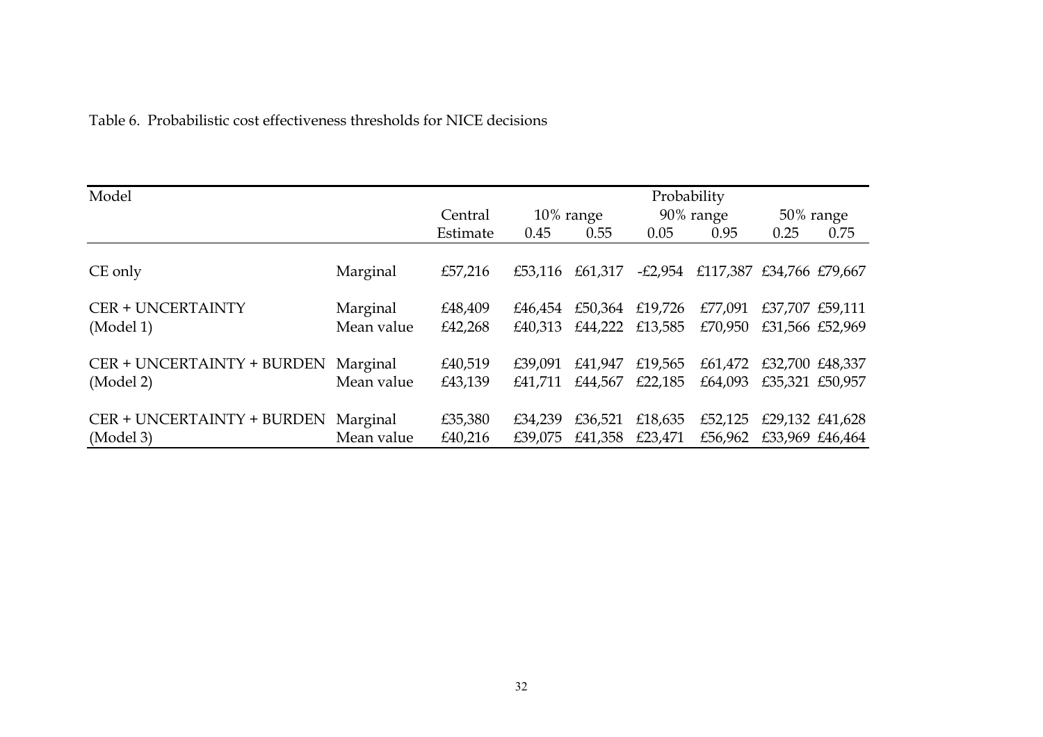Table 6. Probabilistic cost effectiveness thresholds for NICE decisions

| Model | | | Probability | | | | | |
|---|---|---|---|---|---|---|---|---|
| | | Central | 10% range | | 90% range | | 50% range | |
| | | Estimate | 0.45 | 0.55 | 0.05 | 0.95 | 0.25 | 0.75 |
| CE only | Marginal | £57,216 | £53,116 | £61,317 | -£2,954 | £117,387 | £34,766 | £79,667 |
| CER + UNCERTAINTY (Model 1) | Marginal | £48,409 | £46,454 | £50,364 | £19,726 | £77,091 | £37,707 | £59,111 |
| | Mean value | £42,268 | £40,313 | £44,222 | £13,585 | £70,950 | £31,566 | £52,969 |
| CER + UNCERTAINTY + BURDEN (Model 2) | Marginal | £40,519 | £39,091 | £41,947 | £19,565 | £61,472 | £32,700 | £48,337 |
| | Mean value | £43,139 | £41,711 | £44,567 | £22,185 | £64,093 | £35,321 | £50,957 |
| CER + UNCERTAINTY + BURDEN (Model 3) | Marginal | £35,380 | £34,239 | £36,521 | £18,635 | £52,125 | £29,132 | £41,628 |
| | Mean value | £40,216 | £39,075 | £41,358 | £23,471 | £56,962 | £33,969 | £46,464 |